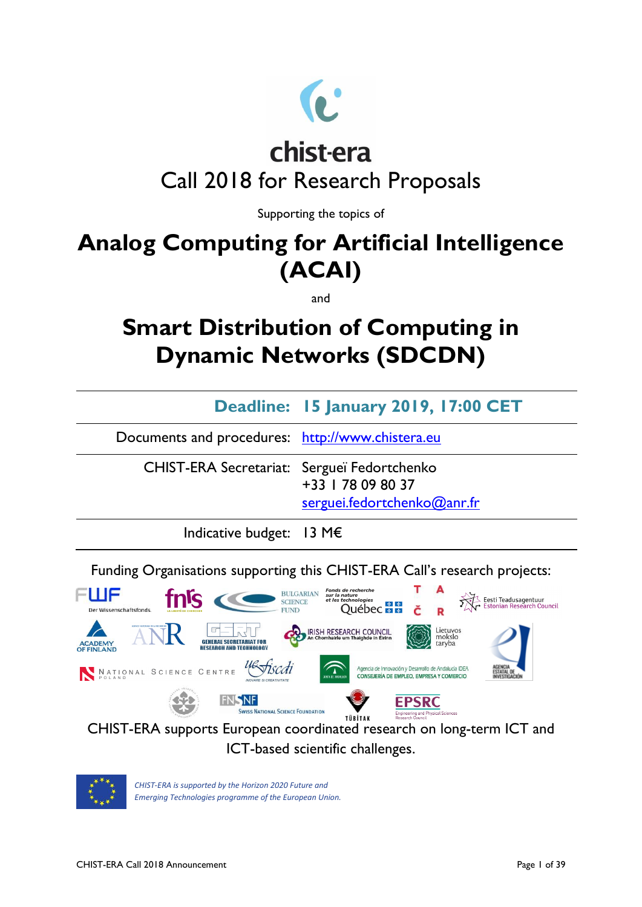chist-era

# Call 2018 for Research Proposals

Supporting the topics of

# Analog Computing for Artificial Intelligence (ACAI)

and

# Smart Distribution of Computing in Dynamic Networks (SDCDN)

| | |
|---|---|
| **Deadline:** | **15 January 2019, 17:00 CET** |
| Documents and procedures: | http://www.chistera.eu |
| CHIST-ERA Secretariat: | Sergueï Fedortchenko<br>+33 1 78 09 80 37<br>serguei.fedortchenko@anr.fr |
| Indicative budget: | 13 M€ |

Funding Organisations supporting this CHIST-ERA Call's research projects:

FWF Der Wissenschaftsfonds; fnrs; Bulgarian Science Fund; Fonds de recherche sur la nature et les technologies Québec; TAČR; Eesti Teadusagentuur Estonian Research Council; Academy of Finland; ANR; General Secretariat for Research and Technology; Irish Research Council An Chomhairle um Thaighde in Éirinn; Lietuvos mokslo taryba; Agencia Estatal de Investigación; National Science Centre Poland; UEFISCDI; Agencia de Innovación y Desarrollo de Andalucía IDEA Consejería de Empleo, Empresa y Comercio; FNSNF Swiss National Science Foundation; TÜBİTAK; EPSRC Engineering and Physical Sciences Research Council

CHIST-ERA supports European coordinated research on long-term ICT and ICT-based scientific challenges.

*CHIST-ERA is supported by the Horizon 2020 Future and Emerging Technologies programme of the European Union.*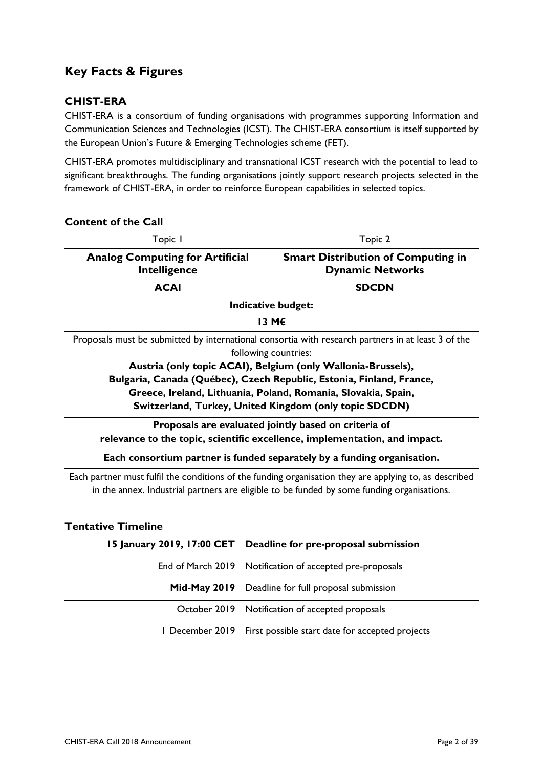# Key Facts & Figures

## CHIST-ERA

CHIST-ERA is a consortium of funding organisations with programmes supporting Information and Communication Sciences and Technologies (ICST). The CHIST-ERA consortium is itself supported by the European Union's Future & Emerging Technologies scheme (FET).

CHIST-ERA promotes multidisciplinary and transnational ICST research with the potential to lead to significant breakthroughs. The funding organisations jointly support research projects selected in the framework of CHIST-ERA, in order to reinforce European capabilities in selected topics.

## Content of the Call

| Topic 1 | Topic 2 |
|---|---|
| **Analog Computing for Artificial Intelligence** | **Smart Distribution of Computing in Dynamic Networks** |
| **ACAI** | **SDCDN** |

**Indicative budget:**

**13 M€**

Proposals must be submitted by international consortia with research partners in at least 3 of the following countries:

**Austria (only topic ACAI), Belgium (only Wallonia-Brussels), Bulgaria, Canada (Québec), Czech Republic, Estonia, Finland, France, Greece, Ireland, Lithuania, Poland, Romania, Slovakia, Spain, Switzerland, Turkey, United Kingdom (only topic SDCDN)**

**Proposals are evaluated jointly based on criteria of relevance to the topic, scientific excellence, implementation, and impact.**

**Each consortium partner is funded separately by a funding organisation.**

Each partner must fulfil the conditions of the funding organisation they are applying to, as described in the annex. Industrial partners are eligible to be funded by some funding organisations.

## Tentative Timeline

| Date | Milestone |
|---|---|
| **15 January 2019, 17:00 CET** | **Deadline for pre-proposal submission** |
| End of March 2019 | Notification of accepted pre-proposals |
| **Mid-May 2019** | Deadline for full proposal submission |
| October 2019 | Notification of accepted proposals |
| 1 December 2019 | First possible start date for accepted projects |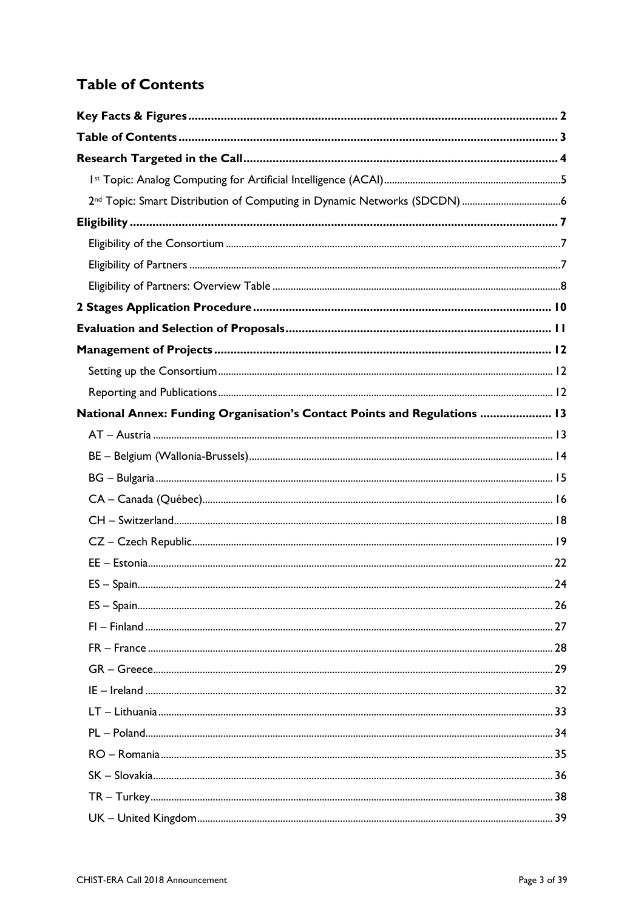# Table of Contents

**Key Facts & Figures** ........ 2

**Table of Contents** ........ 3

**Research Targeted in the Call** ........ 4

- 1st Topic: Analog Computing for Artificial Intelligence (ACAI) ........ 5
- 2nd Topic: Smart Distribution of Computing in Dynamic Networks (SDCDN) ........ 6

**Eligibility** ........ 7

- Eligibility of the Consortium ........ 7
- Eligibility of Partners ........ 7
- Eligibility of Partners: Overview Table ........ 8

**2 Stages Application Procedure** ........ 10

**Evaluation and Selection of Proposals** ........ 11

**Management of Projects** ........ 12

- Setting up the Consortium ........ 12
- Reporting and Publications ........ 12

**National Annex: Funding Organisation's Contact Points and Regulations** ........ 13

- AT – Austria ........ 13
- BE – Belgium (Wallonia-Brussels) ........ 14
- BG – Bulgaria ........ 15
- CA – Canada (Québec) ........ 16
- CH – Switzerland ........ 18
- CZ – Czech Republic ........ 19
- EE – Estonia ........ 22
- ES – Spain ........ 24
- ES – Spain ........ 26
- FI – Finland ........ 27
- FR – France ........ 28
- GR – Greece ........ 29
- IE – Ireland ........ 32
- LT – Lithuania ........ 33
- PL – Poland ........ 34
- RO – Romania ........ 35
- SK – Slovakia ........ 36
- TR – Turkey ........ 38
- UK – United Kingdom ........ 39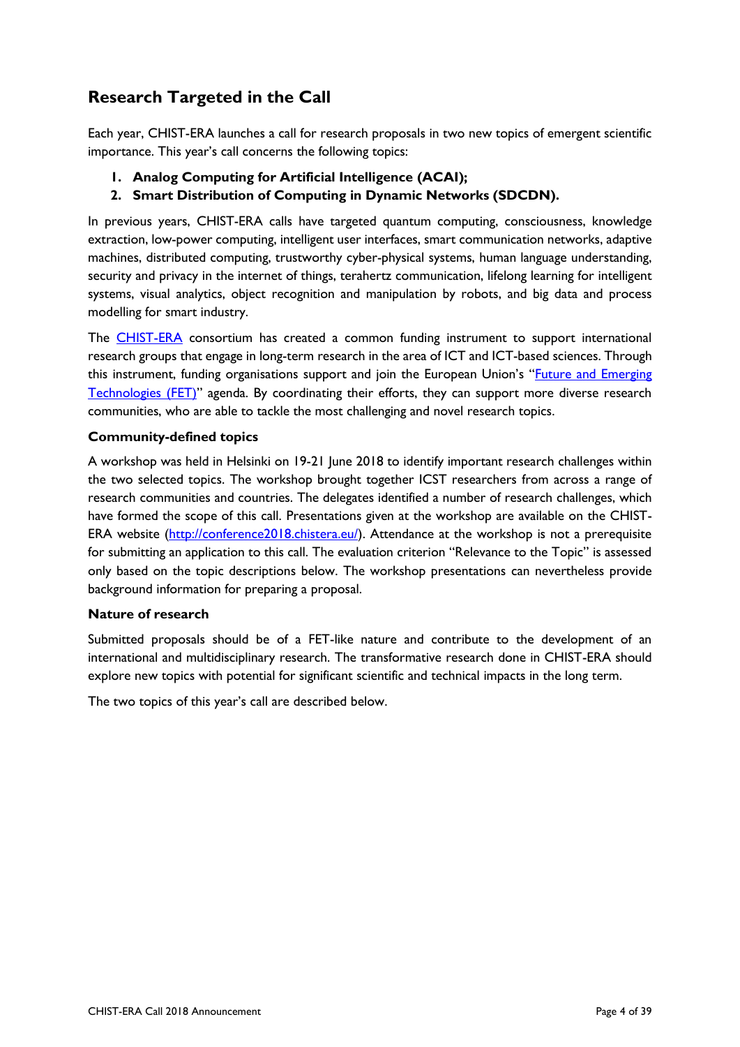## Research Targeted in the Call

Each year, CHIST-ERA launches a call for research proposals in two new topics of emergent scientific importance. This year's call concerns the following topics:

1. **Analog Computing for Artificial Intelligence (ACAI);**
2. **Smart Distribution of Computing in Dynamic Networks (SDCDN).**

In previous years, CHIST-ERA calls have targeted quantum computing, consciousness, knowledge extraction, low-power computing, intelligent user interfaces, smart communication networks, adaptive machines, distributed computing, trustworthy cyber-physical systems, human language understanding, security and privacy in the internet of things, terahertz communication, lifelong learning for intelligent systems, visual analytics, object recognition and manipulation by robots, and big data and process modelling for smart industry.

The CHIST-ERA consortium has created a common funding instrument to support international research groups that engage in long-term research in the area of ICT and ICT-based sciences. Through this instrument, funding organisations support and join the European Union's "Future and Emerging Technologies (FET)" agenda. By coordinating their efforts, they can support more diverse research communities, who are able to tackle the most challenging and novel research topics.

### Community-defined topics

A workshop was held in Helsinki on 19-21 June 2018 to identify important research challenges within the two selected topics. The workshop brought together ICST researchers from across a range of research communities and countries. The delegates identified a number of research challenges, which have formed the scope of this call. Presentations given at the workshop are available on the CHIST-ERA website (http://conference2018.chistera.eu/). Attendance at the workshop is not a prerequisite for submitting an application to this call. The evaluation criterion "Relevance to the Topic" is assessed only based on the topic descriptions below. The workshop presentations can nevertheless provide background information for preparing a proposal.

### Nature of research

Submitted proposals should be of a FET-like nature and contribute to the development of an international and multidisciplinary research. The transformative research done in CHIST-ERA should explore new topics with potential for significant scientific and technical impacts in the long term.

The two topics of this year's call are described below.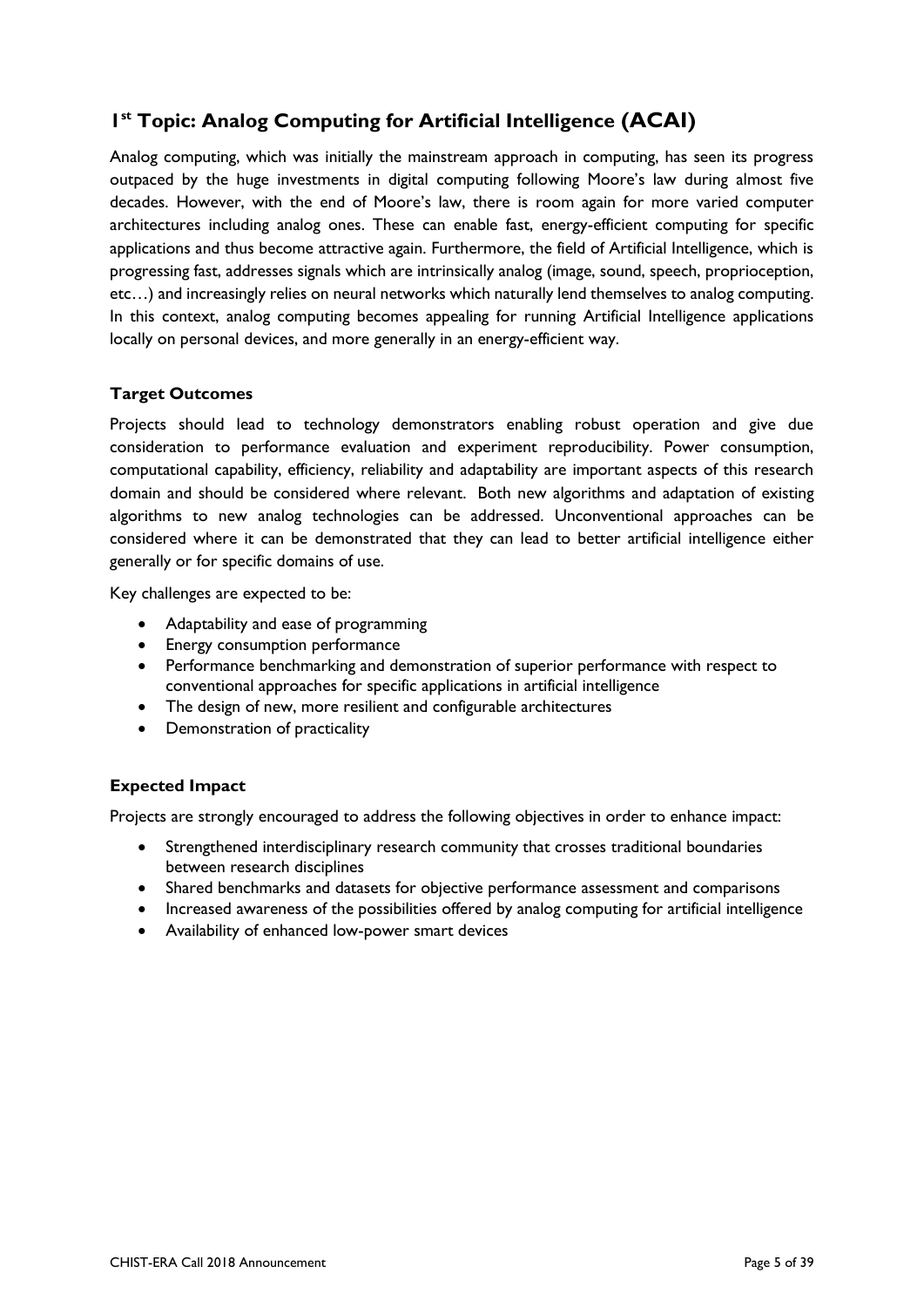## 1st Topic: Analog Computing for Artificial Intelligence (ACAI)

Analog computing, which was initially the mainstream approach in computing, has seen its progress outpaced by the huge investments in digital computing following Moore's law during almost five decades. However, with the end of Moore's law, there is room again for more varied computer architectures including analog ones. These can enable fast, energy-efficient computing for specific applications and thus become attractive again. Furthermore, the field of Artificial Intelligence, which is progressing fast, addresses signals which are intrinsically analog (image, sound, speech, proprioception, etc…) and increasingly relies on neural networks which naturally lend themselves to analog computing. In this context, analog computing becomes appealing for running Artificial Intelligence applications locally on personal devices, and more generally in an energy-efficient way.

### Target Outcomes

Projects should lead to technology demonstrators enabling robust operation and give due consideration to performance evaluation and experiment reproducibility. Power consumption, computational capability, efficiency, reliability and adaptability are important aspects of this research domain and should be considered where relevant. Both new algorithms and adaptation of existing algorithms to new analog technologies can be addressed. Unconventional approaches can be considered where it can be demonstrated that they can lead to better artificial intelligence either generally or for specific domains of use.

Key challenges are expected to be:

- Adaptability and ease of programming
- Energy consumption performance
- Performance benchmarking and demonstration of superior performance with respect to conventional approaches for specific applications in artificial intelligence
- The design of new, more resilient and configurable architectures
- Demonstration of practicality

### Expected Impact

Projects are strongly encouraged to address the following objectives in order to enhance impact:

- Strengthened interdisciplinary research community that crosses traditional boundaries between research disciplines
- Shared benchmarks and datasets for objective performance assessment and comparisons
- Increased awareness of the possibilities offered by analog computing for artificial intelligence
- Availability of enhanced low-power smart devices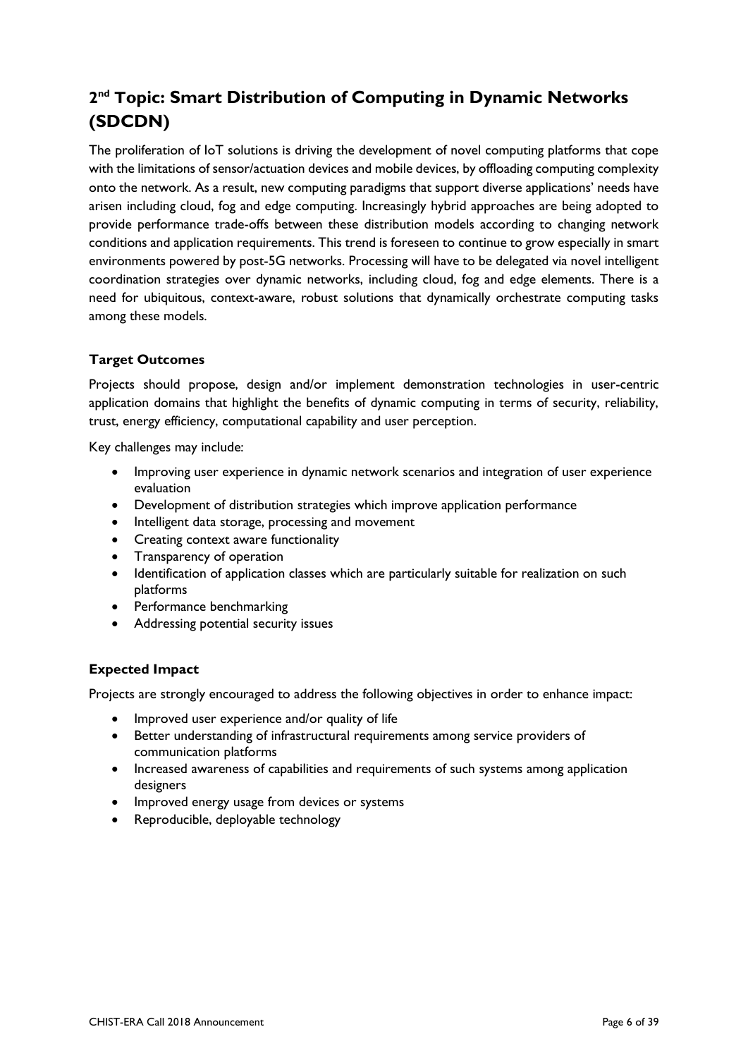## 2nd Topic: Smart Distribution of Computing in Dynamic Networks (SDCDN)

The proliferation of IoT solutions is driving the development of novel computing platforms that cope with the limitations of sensor/actuation devices and mobile devices, by offloading computing complexity onto the network. As a result, new computing paradigms that support diverse applications' needs have arisen including cloud, fog and edge computing. Increasingly hybrid approaches are being adopted to provide performance trade-offs between these distribution models according to changing network conditions and application requirements. This trend is foreseen to continue to grow especially in smart environments powered by post-5G networks. Processing will have to be delegated via novel intelligent coordination strategies over dynamic networks, including cloud, fog and edge elements. There is a need for ubiquitous, context-aware, robust solutions that dynamically orchestrate computing tasks among these models.

### Target Outcomes

Projects should propose, design and/or implement demonstration technologies in user-centric application domains that highlight the benefits of dynamic computing in terms of security, reliability, trust, energy efficiency, computational capability and user perception.

Key challenges may include:

- Improving user experience in dynamic network scenarios and integration of user experience evaluation
- Development of distribution strategies which improve application performance
- Intelligent data storage, processing and movement
- Creating context aware functionality
- Transparency of operation
- Identification of application classes which are particularly suitable for realization on such platforms
- Performance benchmarking
- Addressing potential security issues

### Expected Impact

Projects are strongly encouraged to address the following objectives in order to enhance impact:

- Improved user experience and/or quality of life
- Better understanding of infrastructural requirements among service providers of communication platforms
- Increased awareness of capabilities and requirements of such systems among application designers
- Improved energy usage from devices or systems
- Reproducible, deployable technology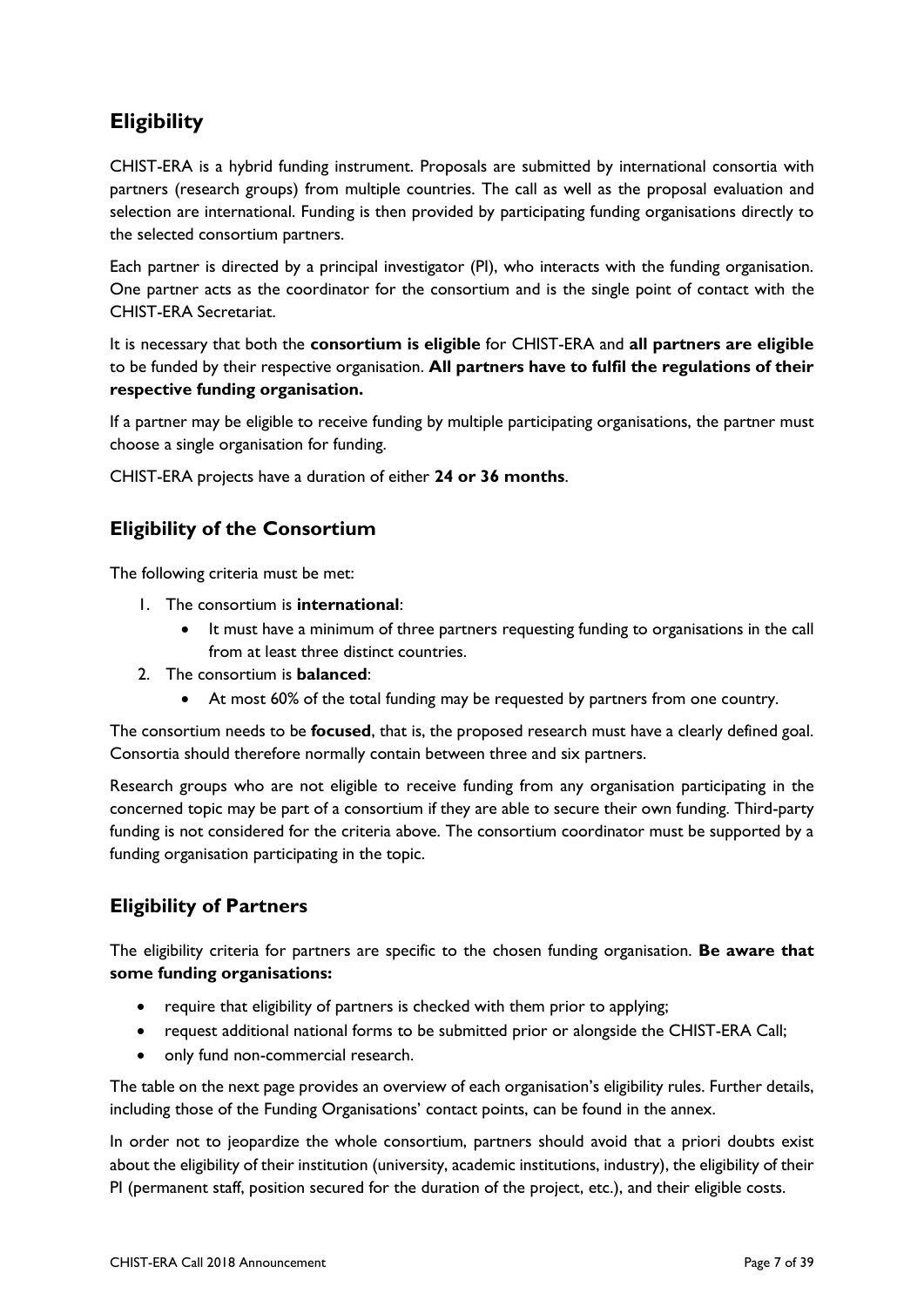## Eligibility

CHIST-ERA is a hybrid funding instrument. Proposals are submitted by international consortia with partners (research groups) from multiple countries. The call as well as the proposal evaluation and selection are international. Funding is then provided by participating funding organisations directly to the selected consortium partners.

Each partner is directed by a principal investigator (PI), who interacts with the funding organisation. One partner acts as the coordinator for the consortium and is the single point of contact with the CHIST-ERA Secretariat.

It is necessary that both the **consortium is eligible** for CHIST-ERA and **all partners are eligible** to be funded by their respective organisation. **All partners have to fulfil the regulations of their respective funding organisation.**

If a partner may be eligible to receive funding by multiple participating organisations, the partner must choose a single organisation for funding.

CHIST-ERA projects have a duration of either **24 or 36 months**.

### Eligibility of the Consortium

The following criteria must be met:

1. The consortium is **international**:
   - It must have a minimum of three partners requesting funding to organisations in the call from at least three distinct countries.
2. The consortium is **balanced**:
   - At most 60% of the total funding may be requested by partners from one country.

The consortium needs to be **focused**, that is, the proposed research must have a clearly defined goal. Consortia should therefore normally contain between three and six partners.

Research groups who are not eligible to receive funding from any organisation participating in the concerned topic may be part of a consortium if they are able to secure their own funding. Third-party funding is not considered for the criteria above. The consortium coordinator must be supported by a funding organisation participating in the topic.

### Eligibility of Partners

The eligibility criteria for partners are specific to the chosen funding organisation. **Be aware that some funding organisations:**

- require that eligibility of partners is checked with them prior to applying;
- request additional national forms to be submitted prior or alongside the CHIST-ERA Call;
- only fund non-commercial research.

The table on the next page provides an overview of each organisation's eligibility rules. Further details, including those of the Funding Organisations' contact points, can be found in the annex.

In order not to jeopardize the whole consortium, partners should avoid that a priori doubts exist about the eligibility of their institution (university, academic institutions, industry), the eligibility of their PI (permanent staff, position secured for the duration of the project, etc.), and their eligible costs.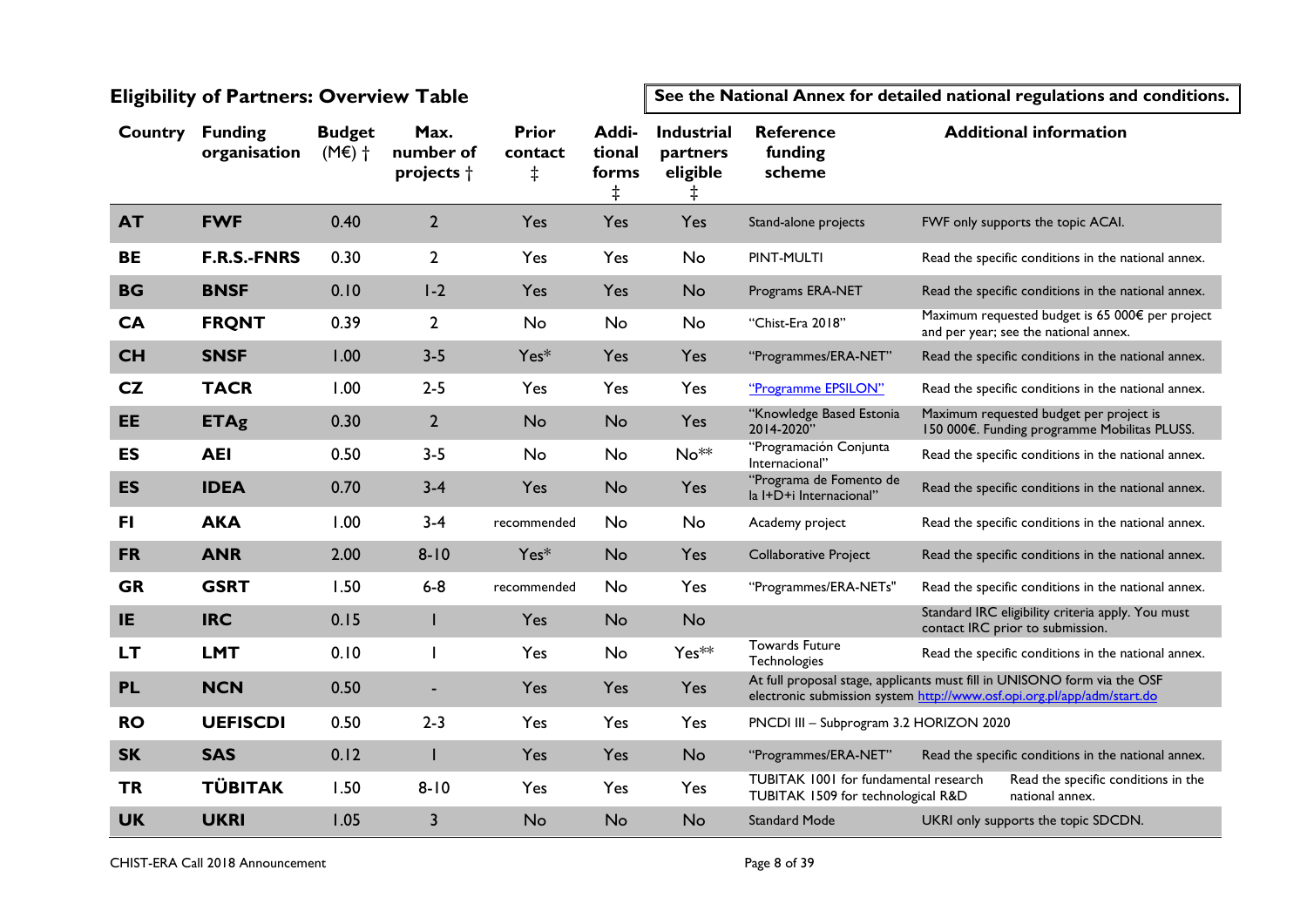## Eligibility of Partners: Overview Table

**See the National Annex for detailed national regulations and conditions.**

| Country | Funding organisation | Budget (M€) † | Max. number of projects † | Prior contact ‡ | Additional forms ‡ | Industrial partners eligible ‡ | Reference funding scheme | Additional information |
|---|---|---|---|---|---|---|---|---|
| **AT** | **FWF** | 0.40 | 2 | Yes | Yes | Yes | Stand-alone projects | FWF only supports the topic ACAI. |
| **BE** | **F.R.S.-FNRS** | 0.30 | 2 | Yes | Yes | No | PINT-MULTI | Read the specific conditions in the national annex. |
| **BG** | **BNSF** | 0.10 | 1-2 | Yes | Yes | No | Programs ERA-NET | Read the specific conditions in the national annex. |
| **CA** | **FRQNT** | 0.39 | 2 | No | No | No | "Chist-Era 2018" | Maximum requested budget is 65 000€ per project and per year; see the national annex. |
| **CH** | **SNSF** | 1.00 | 3-5 | Yes* | Yes | Yes | "Programmes/ERA-NET" | Read the specific conditions in the national annex. |
| **CZ** | **TACR** | 1.00 | 2-5 | Yes | Yes | Yes | "Programme EPSILON" | Read the specific conditions in the national annex. |
| **EE** | **ETAg** | 0.30 | 2 | No | No | Yes | "Knowledge Based Estonia 2014-2020" | Maximum requested budget per project is 150 000€. Funding programme Mobilitas PLUSS. |
| **ES** | **AEI** | 0.50 | 3-5 | No | No | No** | "Programación Conjunta Internacional" | Read the specific conditions in the national annex. |
| **ES** | **IDEA** | 0.70 | 3-4 | Yes | No | Yes | "Programa de Fomento de la I+D+i Internacional" | Read the specific conditions in the national annex. |
| **FI** | **AKA** | 1.00 | 3-4 | recommended | No | No | Academy project | Read the specific conditions in the national annex. |
| **FR** | **ANR** | 2.00 | 8-10 | Yes* | No | Yes | Collaborative Project | Read the specific conditions in the national annex. |
| **GR** | **GSRT** | 1.50 | 6-8 | recommended | No | Yes | "Programmes/ERA-NETs" | Read the specific conditions in the national annex. |
| **IE** | **IRC** | 0.15 | 1 | Yes | No | No | | Standard IRC eligibility criteria apply. You must contact IRC prior to submission. |
| **LT** | **LMT** | 0.10 | 1 | Yes | No | Yes** | Towards Future Technologies | Read the specific conditions in the national annex. |
| **PL** | **NCN** | 0.50 | - | Yes | Yes | Yes | At full proposal stage, applicants must fill in UNISONO form via the OSF electronic submission system http://www.osf.opi.org.pl/app/adm/start.do | |
| **RO** | **UEFISCDI** | 0.50 | 2-3 | Yes | Yes | Yes | PNCDI III – Subprogram 3.2 HORIZON 2020 | |
| **SK** | **SAS** | 0.12 | 1 | Yes | Yes | No | "Programmes/ERA-NET" | Read the specific conditions in the national annex. |
| **TR** | **TÜBITAK** | 1.50 | 8-10 | Yes | Yes | Yes | TUBITAK 1001 for fundamental research TUBITAK 1509 for technological R&D | Read the specific conditions in the national annex. |
| **UK** | **UKRI** | 1.05 | 3 | No | No | No | Standard Mode | UKRI only supports the topic SDCDN. |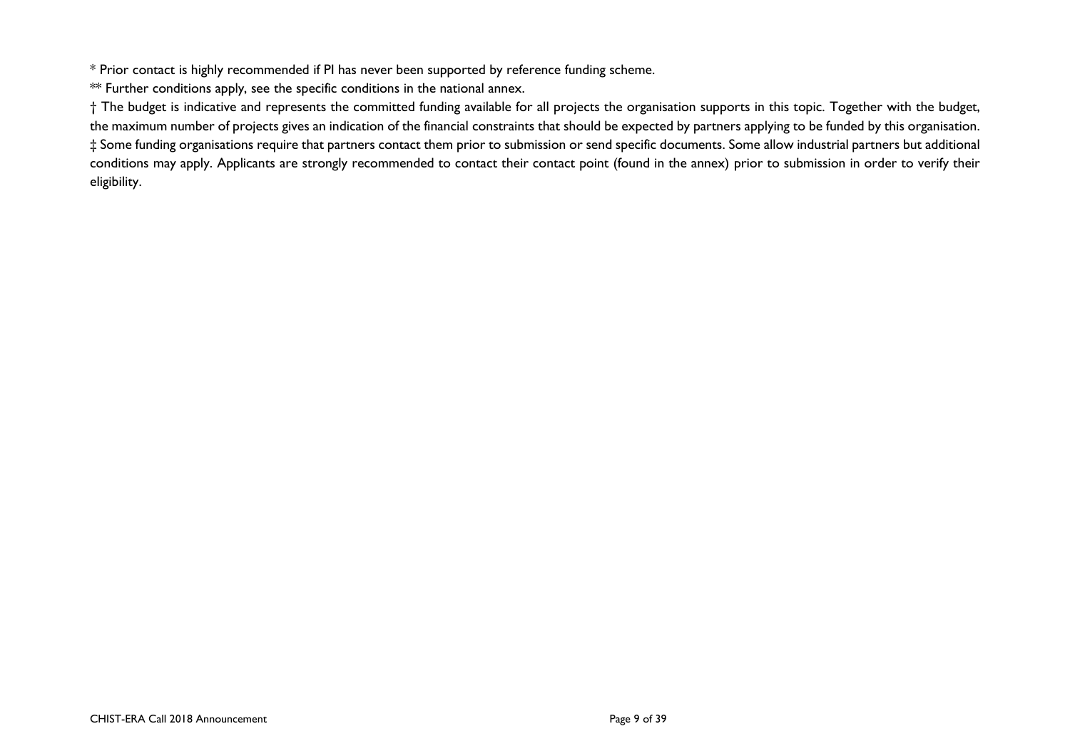* Prior contact is highly recommended if PI has never been supported by reference funding scheme.

** Further conditions apply, see the specific conditions in the national annex.

† The budget is indicative and represents the committed funding available for all projects the organisation supports in this topic. Together with the budget, the maximum number of projects gives an indication of the financial constraints that should be expected by partners applying to be funded by this organisation.

‡ Some funding organisations require that partners contact them prior to submission or send specific documents. Some allow industrial partners but additional conditions may apply. Applicants are strongly recommended to contact their contact point (found in the annex) prior to submission in order to verify their eligibility.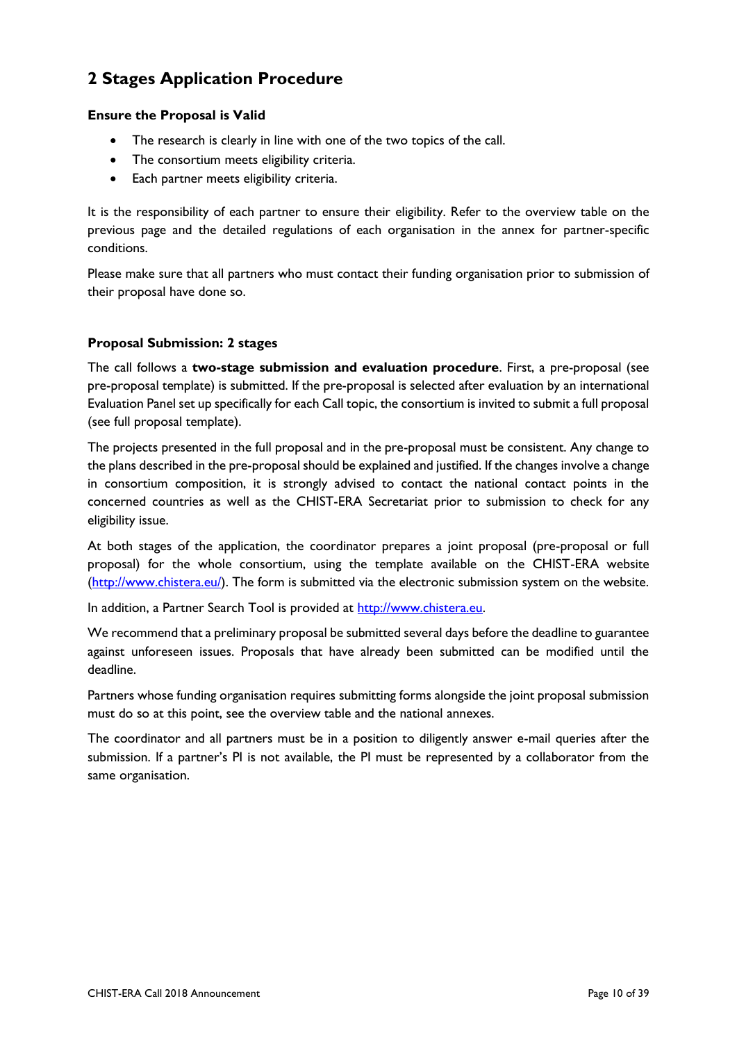## 2 Stages Application Procedure

**Ensure the Proposal is Valid**

- The research is clearly in line with one of the two topics of the call.
- The consortium meets eligibility criteria.
- Each partner meets eligibility criteria.

It is the responsibility of each partner to ensure their eligibility. Refer to the overview table on the previous page and the detailed regulations of each organisation in the annex for partner-specific conditions.

Please make sure that all partners who must contact their funding organisation prior to submission of their proposal have done so.

**Proposal Submission: 2 stages**

The call follows a **two-stage submission and evaluation procedure**. First, a pre-proposal (see pre-proposal template) is submitted. If the pre-proposal is selected after evaluation by an international Evaluation Panel set up specifically for each Call topic, the consortium is invited to submit a full proposal (see full proposal template).

The projects presented in the full proposal and in the pre-proposal must be consistent. Any change to the plans described in the pre-proposal should be explained and justified. If the changes involve a change in consortium composition, it is strongly advised to contact the national contact points in the concerned countries as well as the CHIST-ERA Secretariat prior to submission to check for any eligibility issue.

At both stages of the application, the coordinator prepares a joint proposal (pre-proposal or full proposal) for the whole consortium, using the template available on the CHIST-ERA website (http://www.chistera.eu/). The form is submitted via the electronic submission system on the website.

In addition, a Partner Search Tool is provided at http://www.chistera.eu.

We recommend that a preliminary proposal be submitted several days before the deadline to guarantee against unforeseen issues. Proposals that have already been submitted can be modified until the deadline.

Partners whose funding organisation requires submitting forms alongside the joint proposal submission must do so at this point, see the overview table and the national annexes.

The coordinator and all partners must be in a position to diligently answer e-mail queries after the submission. If a partner's PI is not available, the PI must be represented by a collaborator from the same organisation.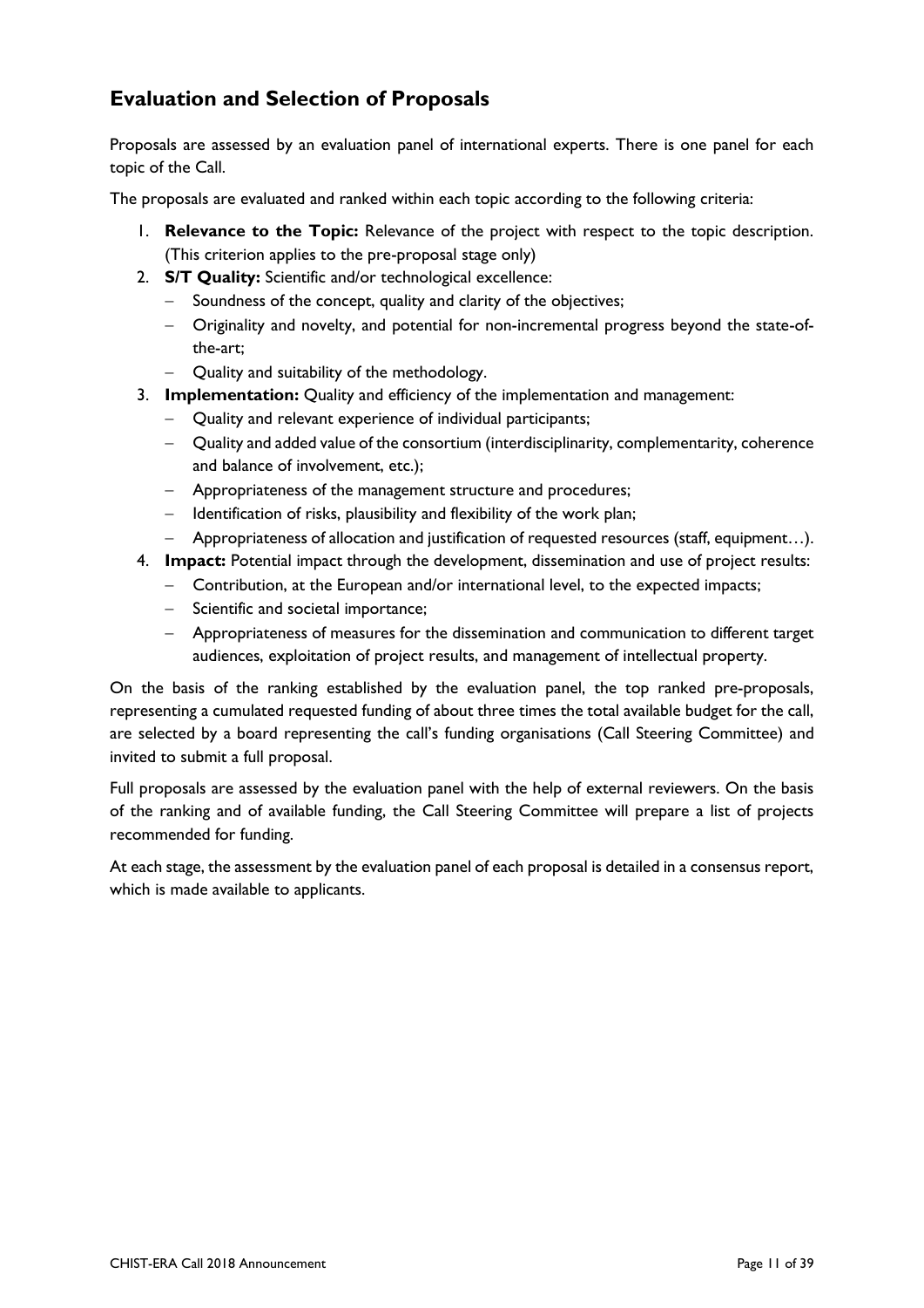## Evaluation and Selection of Proposals

Proposals are assessed by an evaluation panel of international experts. There is one panel for each topic of the Call.

The proposals are evaluated and ranked within each topic according to the following criteria:

1. **Relevance to the Topic:** Relevance of the project with respect to the topic description. (This criterion applies to the pre-proposal stage only)
2. **S/T Quality:** Scientific and/or technological excellence:
   - Soundness of the concept, quality and clarity of the objectives;
   - Originality and novelty, and potential for non-incremental progress beyond the state-of-the-art;
   - Quality and suitability of the methodology.
3. **Implementation:** Quality and efficiency of the implementation and management:
   - Quality and relevant experience of individual participants;
   - Quality and added value of the consortium (interdisciplinarity, complementarity, coherence and balance of involvement, etc.);
   - Appropriateness of the management structure and procedures;
   - Identification of risks, plausibility and flexibility of the work plan;
   - Appropriateness of allocation and justification of requested resources (staff, equipment…).
4. **Impact:** Potential impact through the development, dissemination and use of project results:
   - Contribution, at the European and/or international level, to the expected impacts;
   - Scientific and societal importance;
   - Appropriateness of measures for the dissemination and communication to different target audiences, exploitation of project results, and management of intellectual property.

On the basis of the ranking established by the evaluation panel, the top ranked pre-proposals, representing a cumulated requested funding of about three times the total available budget for the call, are selected by a board representing the call's funding organisations (Call Steering Committee) and invited to submit a full proposal.

Full proposals are assessed by the evaluation panel with the help of external reviewers. On the basis of the ranking and of available funding, the Call Steering Committee will prepare a list of projects recommended for funding.

At each stage, the assessment by the evaluation panel of each proposal is detailed in a consensus report, which is made available to applicants.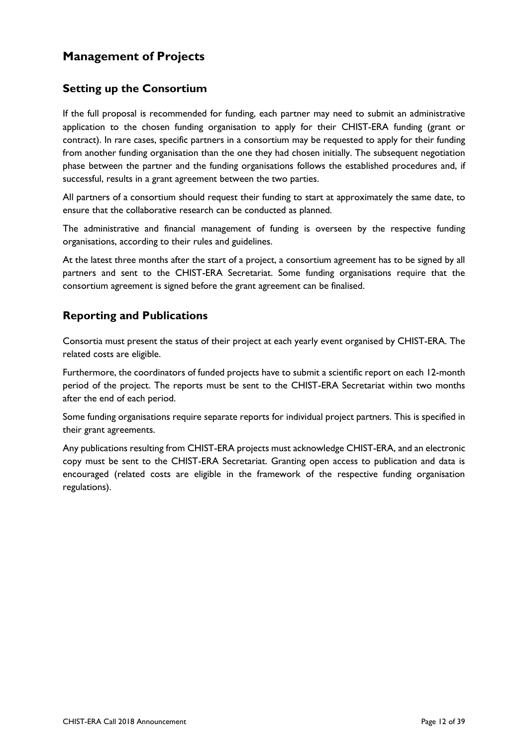## Management of Projects

### Setting up the Consortium

If the full proposal is recommended for funding, each partner may need to submit an administrative application to the chosen funding organisation to apply for their CHIST-ERA funding (grant or contract). In rare cases, specific partners in a consortium may be requested to apply for their funding from another funding organisation than the one they had chosen initially. The subsequent negotiation phase between the partner and the funding organisations follows the established procedures and, if successful, results in a grant agreement between the two parties.

All partners of a consortium should request their funding to start at approximately the same date, to ensure that the collaborative research can be conducted as planned.

The administrative and financial management of funding is overseen by the respective funding organisations, according to their rules and guidelines.

At the latest three months after the start of a project, a consortium agreement has to be signed by all partners and sent to the CHIST-ERA Secretariat. Some funding organisations require that the consortium agreement is signed before the grant agreement can be finalised.

### Reporting and Publications

Consortia must present the status of their project at each yearly event organised by CHIST-ERA. The related costs are eligible.

Furthermore, the coordinators of funded projects have to submit a scientific report on each 12-month period of the project. The reports must be sent to the CHIST-ERA Secretariat within two months after the end of each period.

Some funding organisations require separate reports for individual project partners. This is specified in their grant agreements.

Any publications resulting from CHIST-ERA projects must acknowledge CHIST-ERA, and an electronic copy must be sent to the CHIST-ERA Secretariat. Granting open access to publication and data is encouraged (related costs are eligible in the framework of the respective funding organisation regulations).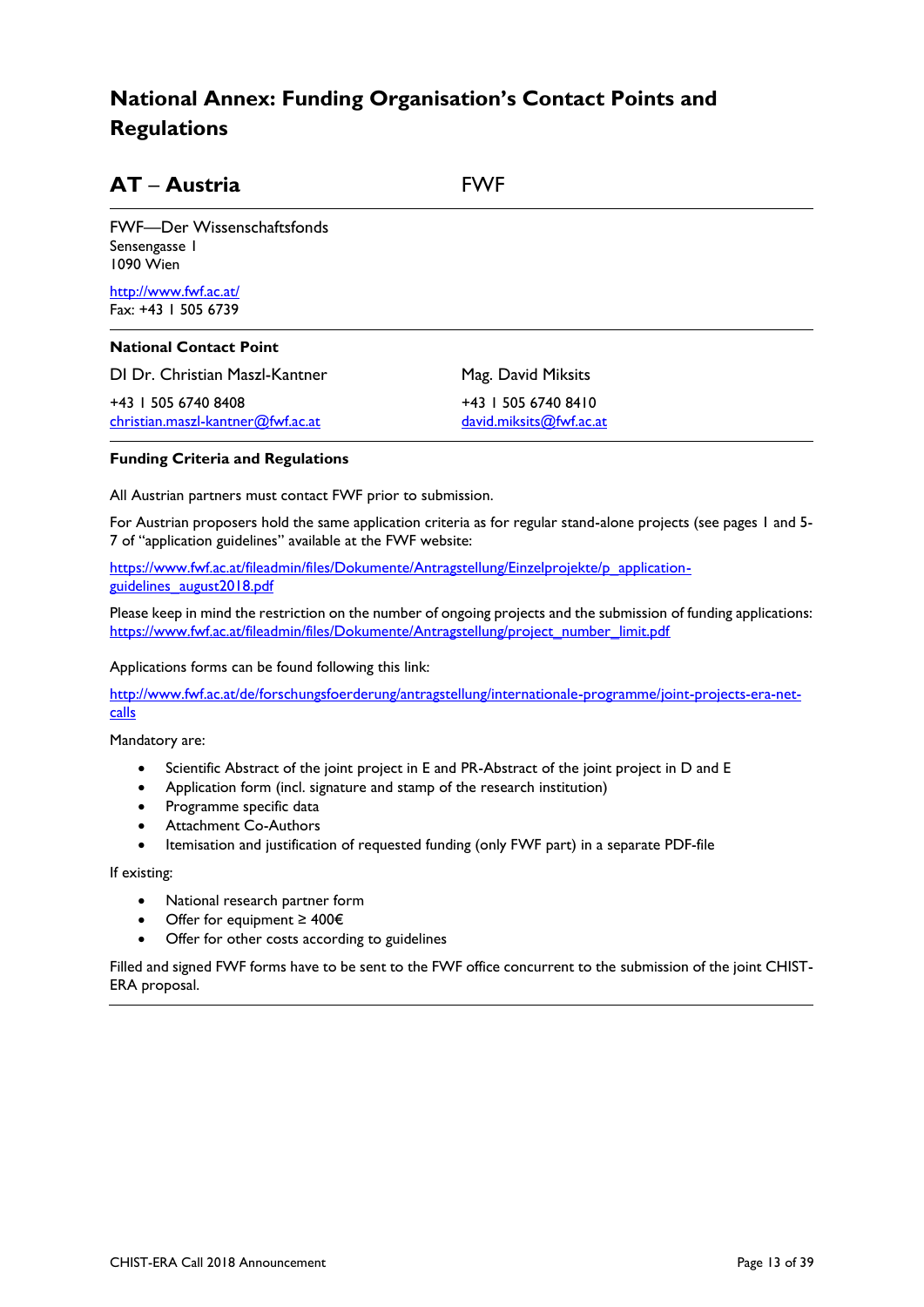# National Annex: Funding Organisation's Contact Points and Regulations

## AT – Austria

FWF

FWF—Der Wissenschaftsfonds
Sensengasse 1
1090 Wien

http://www.fwf.ac.at/
Fax: +43 1 505 6739

**National Contact Point**

DI Dr. Christian Maszl-Kantner

+43 1 505 6740 8408
christian.maszl-kantner@fwf.ac.at

Mag. David Miksits

+43 1 505 6740 8410
david.miksits@fwf.ac.at

**Funding Criteria and Regulations**

All Austrian partners must contact FWF prior to submission.

For Austrian proposers hold the same application criteria as for regular stand-alone projects (see pages 1 and 5-7 of "application guidelines" available at the FWF website:

https://www.fwf.ac.at/fileadmin/files/Dokumente/Antragstellung/Einzelprojekte/p_application-guidelines_august2018.pdf

Please keep in mind the restriction on the number of ongoing projects and the submission of funding applications: https://www.fwf.ac.at/fileadmin/files/Dokumente/Antragstellung/project_number_limit.pdf

Applications forms can be found following this link:

http://www.fwf.ac.at/de/forschungsfoerderung/antragstellung/internationale-programme/joint-projects-era-net-calls

Mandatory are:

- Scientific Abstract of the joint project in E and PR-Abstract of the joint project in D and E
- Application form (incl. signature and stamp of the research institution)
- Programme specific data
- Attachment Co-Authors
- Itemisation and justification of requested funding (only FWF part) in a separate PDF-file

If existing:

- National research partner form
- Offer for equipment ≥ 400€
- Offer for other costs according to guidelines

Filled and signed FWF forms have to be sent to the FWF office concurrent to the submission of the joint CHIST-ERA proposal.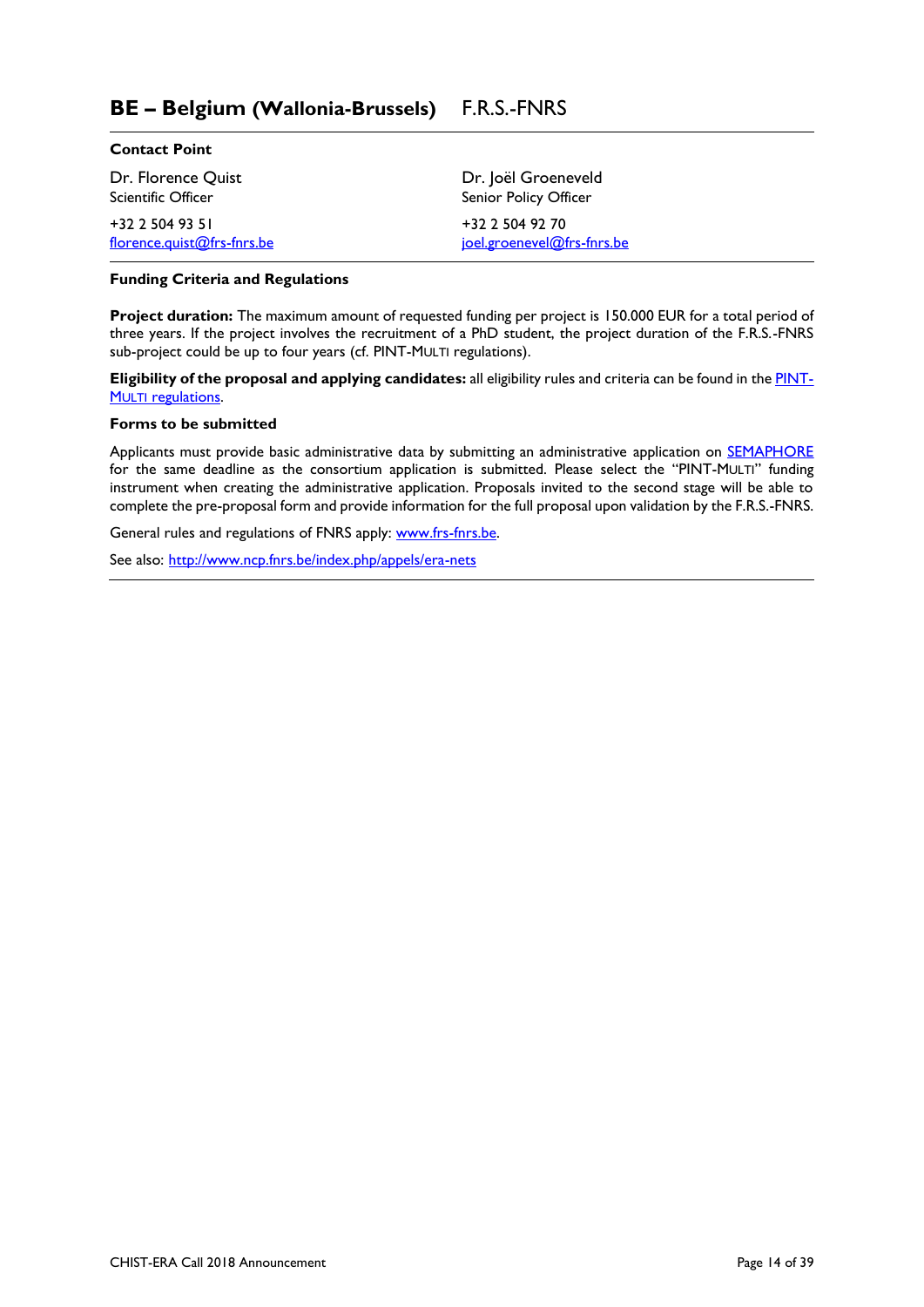## BE – Belgium (Wallonia-Brussels) F.R.S.-FNRS

**Contact Point**

Dr. Florence Quist
Scientific Officer

+32 2 504 93 51
florence.quist@frs-fnrs.be

Dr. Joël Groeneveld
Senior Policy Officer

+32 2 504 92 70
joel.groenevel@frs-fnrs.be

**Funding Criteria and Regulations**

**Project duration:** The maximum amount of requested funding per project is 150.000 EUR for a total period of three years. If the project involves the recruitment of a PhD student, the project duration of the F.R.S.-FNRS sub-project could be up to four years (cf. PINT-MULTI regulations).

**Eligibility of the proposal and applying candidates:** all eligibility rules and criteria can be found in the PINT-MULTI regulations.

**Forms to be submitted**

Applicants must provide basic administrative data by submitting an administrative application on SEMAPHORE for the same deadline as the consortium application is submitted. Please select the "PINT-MULTI" funding instrument when creating the administrative application. Proposals invited to the second stage will be able to complete the pre-proposal form and provide information for the full proposal upon validation by the F.R.S.-FNRS.

General rules and regulations of FNRS apply: www.frs-fnrs.be.

See also: http://www.ncp.fnrs.be/index.php/appels/era-nets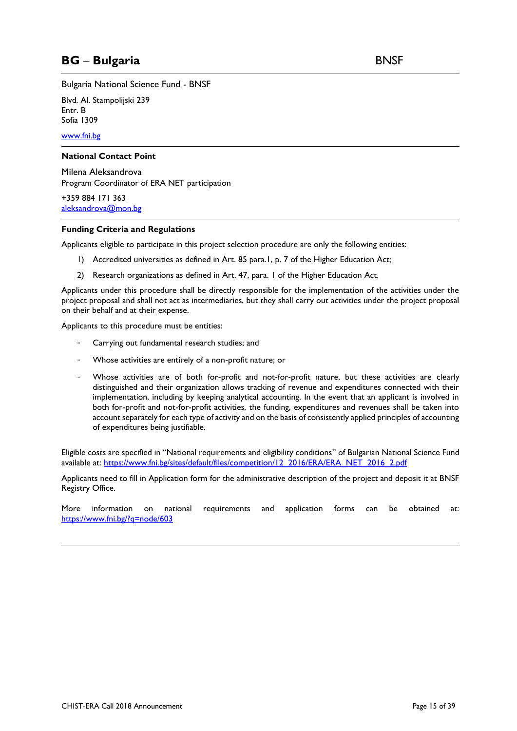## BG – Bulgaria BNSF

Bulgaria National Science Fund - BNSF

Blvd. Al. Stampolijski 239
Entr. B
Sofia 1309

www.fni.bg

### National Contact Point

Milena Aleksandrova
Program Coordinator of ERA NET participation

+359 884 171 363
aleksandrova@mon.bg

### Funding Criteria and Regulations

Applicants eligible to participate in this project selection procedure are only the following entities:

1) Accredited universities as defined in Art. 85 para.1, p. 7 of the Higher Education Act;
2) Research organizations as defined in Art. 47, para. 1 of the Higher Education Act.

Applicants under this procedure shall be directly responsible for the implementation of the activities under the project proposal and shall not act as intermediaries, but they shall carry out activities under the project proposal on their behalf and at their expense.

Applicants to this procedure must be entities:

- Carrying out fundamental research studies; and
- Whose activities are entirely of a non-profit nature; or
- Whose activities are of both for-profit and not-for-profit nature, but these activities are clearly distinguished and their organization allows tracking of revenue and expenditures connected with their implementation, including by keeping analytical accounting. In the event that an applicant is involved in both for-profit and not-for-profit activities, the funding, expenditures and revenues shall be taken into account separately for each type of activity and on the basis of consistently applied principles of accounting of expenditures being justifiable.

Eligible costs are specified in "National requirements and eligibility conditions" of Bulgarian National Science Fund available at: https://www.fni.bg/sites/default/files/competition/12_2016/ERA/ERA_NET_2016_2.pdf

Applicants need to fill in Application form for the administrative description of the project and deposit it at BNSF Registry Office.

More information on national requirements and application forms can be obtained at: https://www.fni.bg/?q=node/603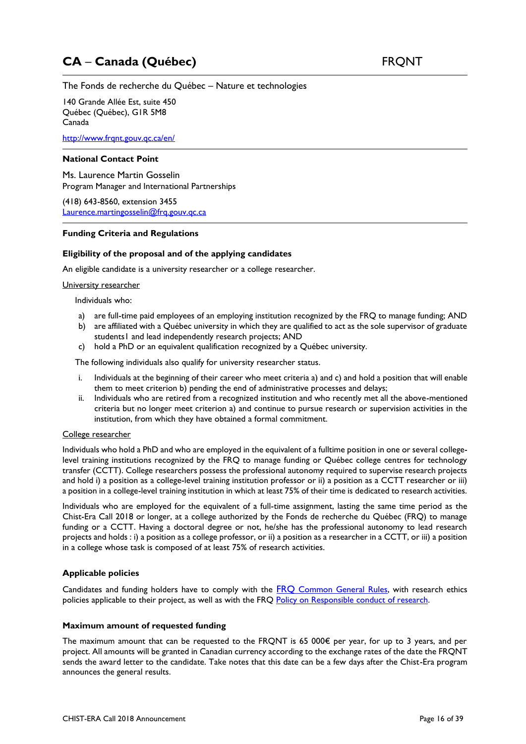# CA – Canada (Québec) FRQNT

The Fonds de recherche du Québec – Nature et technologies

140 Grande Allée Est, suite 450
Québec (Québec), G1R 5M8
Canada

http://www.frqnt.gouv.qc.ca/en/

## National Contact Point

Ms. Laurence Martin Gosselin
Program Manager and International Partnerships

(418) 643-8560, extension 3455
Laurence.martingosselin@frq.gouv.qc.ca

## Funding Criteria and Regulations

### Eligibility of the proposal and of the applying candidates

An eligible candidate is a university researcher or a college researcher.

University researcher

Individuals who:

a) are full-time paid employees of an employing institution recognized by the FRQ to manage funding; AND
b) are affiliated with a Québec university in which they are qualified to act as the sole supervisor of graduate students1 and lead independently research projects; AND
c) hold a PhD or an equivalent qualification recognized by a Québec university.

The following individuals also qualify for university researcher status.

i. Individuals at the beginning of their career who meet criteria a) and c) and hold a position that will enable them to meet criterion b) pending the end of administrative processes and delays;
ii. Individuals who are retired from a recognized institution and who recently met all the above-mentioned criteria but no longer meet criterion a) and continue to pursue research or supervision activities in the institution, from which they have obtained a formal commitment.

College researcher

Individuals who hold a PhD and who are employed in the equivalent of a fulltime position in one or several college-level training institutions recognized by the FRQ to manage funding or Québec college centres for technology transfer (CCTT). College researchers possess the professional autonomy required to supervise research projects and hold i) a position as a college-level training institution professor or ii) a position as a CCTT researcher or iii) a position in a college-level training institution in which at least 75% of their time is dedicated to research activities.

Individuals who are employed for the equivalent of a full-time assignment, lasting the same time period as the Chist-Era Call 2018 or longer, at a college authorized by the Fonds de recherche du Québec (FRQ) to manage funding or a CCTT. Having a doctoral degree or not, he/she has the professional autonomy to lead research projects and holds : i) a position as a college professor, or ii) a position as a researcher in a CCTT, or iii) a position in a college whose task is composed of at least 75% of research activities.

### Applicable policies

Candidates and funding holders have to comply with the FRQ Common General Rules, with research ethics policies applicable to their project, as well as with the FRQ Policy on Responsible conduct of research.

### Maximum amount of requested funding

The maximum amount that can be requested to the FRQNT is 65 000€ per year, for up to 3 years, and per project. All amounts will be granted in Canadian currency according to the exchange rates of the date the FRQNT sends the award letter to the candidate. Take notes that this date can be a few days after the Chist-Era program announces the general results.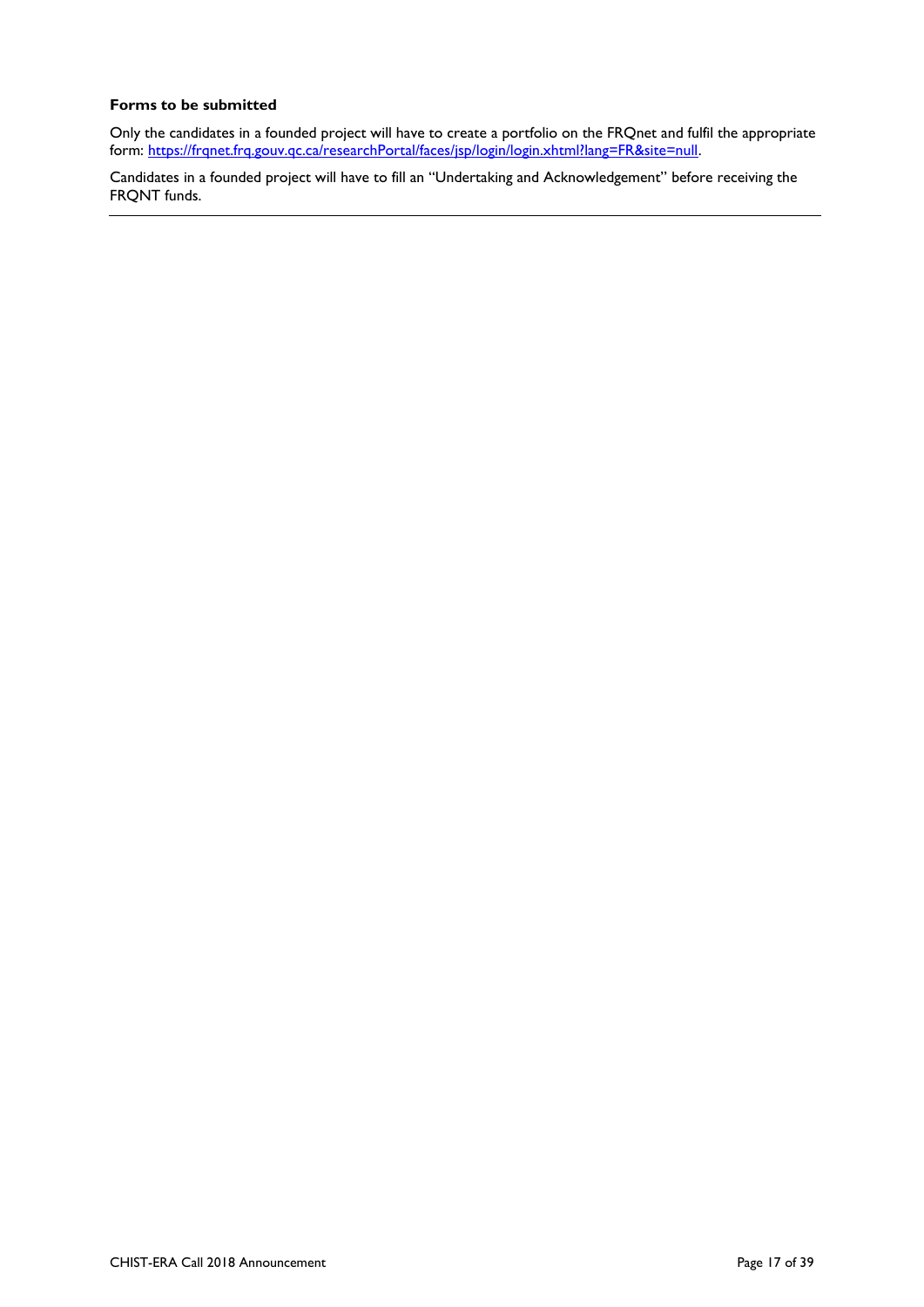**Forms to be submitted**

Only the candidates in a founded project will have to create a portfolio on the FRQnet and fulfil the appropriate form: https://frqnet.frq.gouv.qc.ca/researchPortal/faces/jsp/login/login.xhtml?lang=FR&site=null.

Candidates in a founded project will have to fill an "Undertaking and Acknowledgement" before receiving the FRQNT funds.

---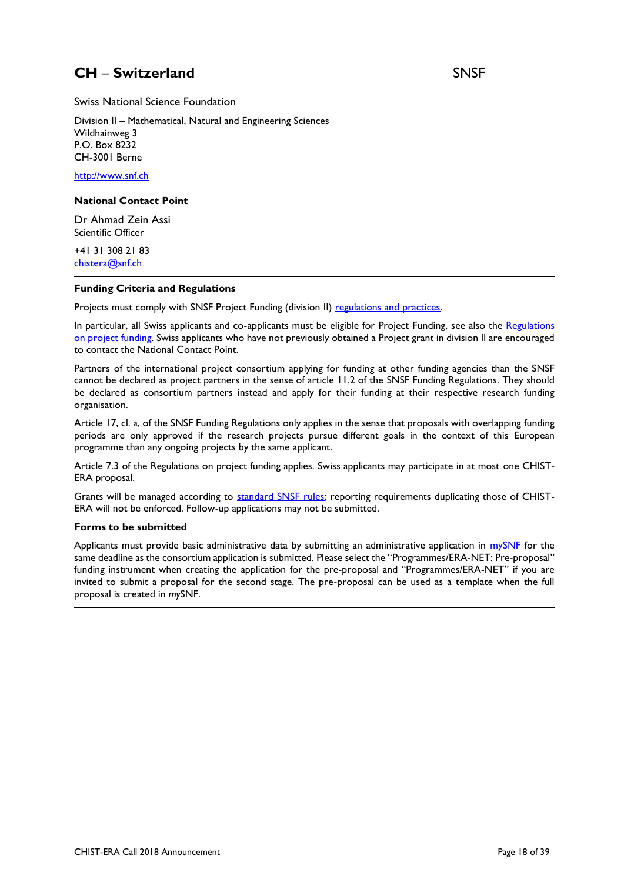# CH – Switzerland SNSF

Swiss National Science Foundation

Division II – Mathematical, Natural and Engineering Sciences
Wildhainweg 3
P.O. Box 8232
CH-3001 Berne

http://www.snf.ch

---

**National Contact Point**

Dr Ahmad Zein Assi
Scientific Officer

+41 31 308 21 83
chistera@snf.ch

---

**Funding Criteria and Regulations**

Projects must comply with SNSF Project Funding (division II) regulations and practices.

In particular, all Swiss applicants and co-applicants must be eligible for Project Funding, see also the Regulations on project funding. Swiss applicants who have not previously obtained a Project grant in division II are encouraged to contact the National Contact Point.

Partners of the international project consortium applying for funding at other funding agencies than the SNSF cannot be declared as project partners in the sense of article 11.2 of the SNSF Funding Regulations. They should be declared as consortium partners instead and apply for their funding at their respective research funding organisation.

Article 17, cl. a, of the SNSF Funding Regulations only applies in the sense that proposals with overlapping funding periods are only approved if the research projects pursue different goals in the context of this European programme than any ongoing projects by the same applicant.

Article 7.3 of the Regulations on project funding applies. Swiss applicants may participate in at most one CHIST-ERA proposal.

Grants will be managed according to standard SNSF rules; reporting requirements duplicating those of CHIST-ERA will not be enforced. Follow-up applications may not be submitted.

**Forms to be submitted**

Applicants must provide basic administrative data by submitting an administrative application in mySNF for the same deadline as the consortium application is submitted. Please select the "Programmes/ERA-NET: Pre-proposal" funding instrument when creating the application for the pre-proposal and "Programmes/ERA-NET" if you are invited to submit a proposal for the second stage. The pre-proposal can be used as a template when the full proposal is created in *my*SNF.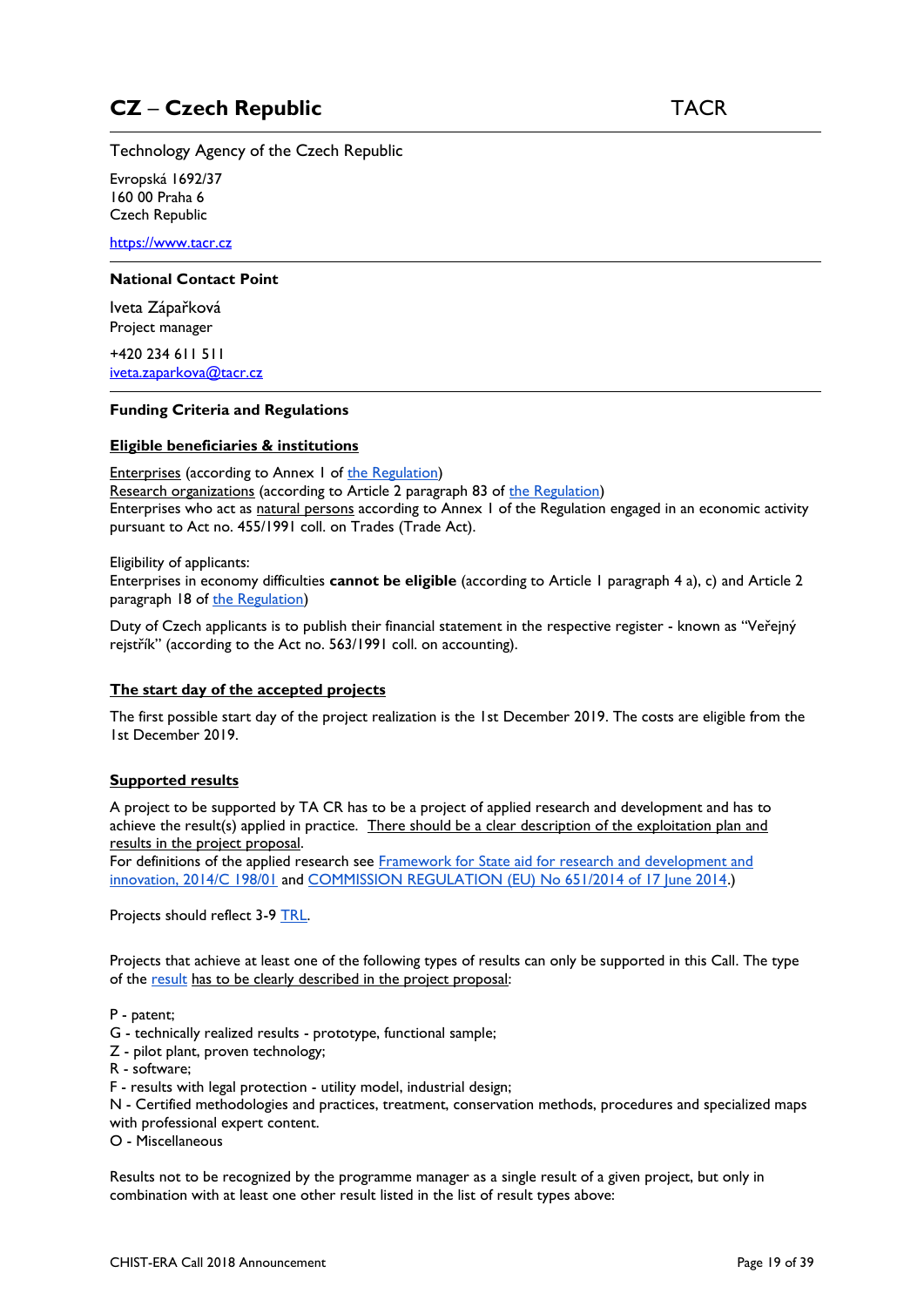# CZ – Czech Republic TACR

Technology Agency of the Czech Republic

Evropská 1692/37
160 00 Praha 6
Czech Republic

https://www.tacr.cz

---

**National Contact Point**

Iveta Zápařková
Project manager

+420 234 611 511
iveta.zaparkova@tacr.cz

---

**Funding Criteria and Regulations**

**Eligible beneficiaries & institutions**

Enterprises (according to Annex I of the Regulation)
Research organizations (according to Article 2 paragraph 83 of the Regulation)
Enterprises who act as natural persons according to Annex I of the Regulation engaged in an economic activity pursuant to Act no. 455/1991 coll. on Trades (Trade Act).

Eligibility of applicants:
Enterprises in economy difficulties **cannot be eligible** (according to Article 1 paragraph 4 a), c) and Article 2 paragraph 18 of the Regulation)

Duty of Czech applicants is to publish their financial statement in the respective register - known as "Veřejný rejstřík" (according to the Act no. 563/1991 coll. on accounting).

**The start day of the accepted projects**

The first possible start day of the project realization is the 1st December 2019. The costs are eligible from the 1st December 2019.

**Supported results**

A project to be supported by TA CR has to be a project of applied research and development and has to achieve the result(s) applied in practice. There should be a clear description of the exploitation plan and results in the project proposal.
For definitions of the applied research see Framework for State aid for research and development and innovation, 2014/C 198/01 and COMMISSION REGULATION (EU) No 651/2014 of 17 June 2014.)

Projects should reflect 3-9 TRL.

Projects that achieve at least one of the following types of results can only be supported in this Call. The type of the result has to be clearly described in the project proposal:

P - patent;
G - technically realized results - prototype, functional sample;
Z - pilot plant, proven technology;
R - software;
F - results with legal protection - utility model, industrial design;
N - Certified methodologies and practices, treatment, conservation methods, procedures and specialized maps with professional expert content.
O - Miscellaneous

Results not to be recognized by the programme manager as a single result of a given project, but only in combination with at least one other result listed in the list of result types above: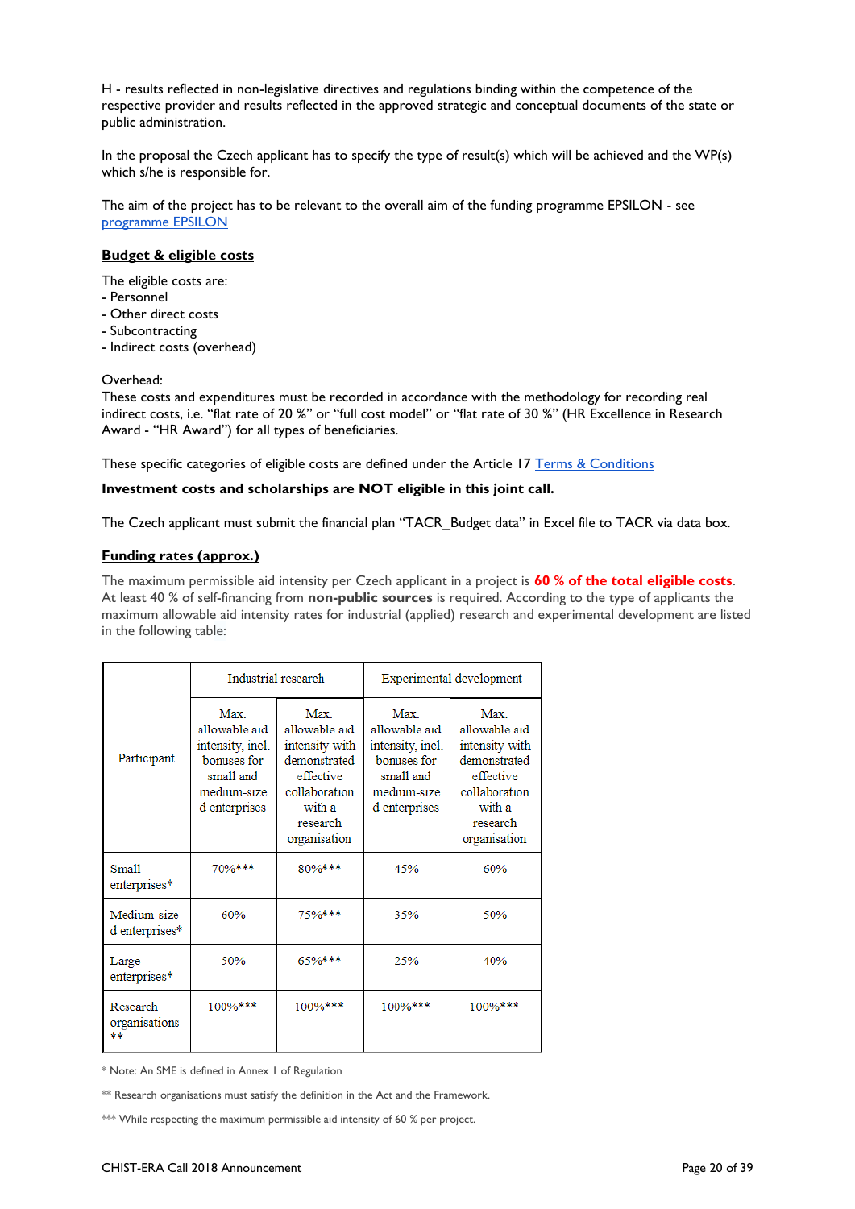H - results reflected in non-legislative directives and regulations binding within the competence of the respective provider and results reflected in the approved strategic and conceptual documents of the state or public administration.

In the proposal the Czech applicant has to specify the type of result(s) which will be achieved and the WP(s) which s/he is responsible for.

The aim of the project has to be relevant to the overall aim of the funding programme EPSILON - see programme EPSILON

**Budget & eligible costs**

The eligible costs are:
- Personnel
- Other direct costs
- Subcontracting
- Indirect costs (overhead)

Overhead:
These costs and expenditures must be recorded in accordance with the methodology for recording real indirect costs, i.e. "flat rate of 20 %" or "full cost model" or "flat rate of 30 %" (HR Excellence in Research Award - "HR Award") for all types of beneficiaries.

These specific categories of eligible costs are defined under the Article 17 Terms & Conditions

**Investment costs and scholarships are NOT eligible in this joint call.**

The Czech applicant must submit the financial plan "TACR_Budget data" in Excel file to TACR via data box.

**Funding rates (approx.)**

The maximum permissible aid intensity per Czech applicant in a project is **60 % of the total eligible costs**. At least 40 % of self-financing from **non-public sources** is required. According to the type of applicants the maximum allowable aid intensity rates for industrial (applied) research and experimental development are listed in the following table:

| Participant | Industrial research | | Experimental development | |
|---|---|---|---|---|
| | Max. allowable aid intensity, incl. bonuses for small and medium-sized enterprises | Max. allowable aid intensity with demonstrated effective collaboration with a research organisation | Max. allowable aid intensity, incl. bonuses for small and medium-sized enterprises | Max. allowable aid intensity with demonstrated effective collaboration with a research organisation |
| Small enterprises* | 70%*** | 80%*** | 45% | 60% |
| Medium-sized enterprises* | 60% | 75%*** | 35% | 50% |
| Large enterprises* | 50% | 65%*** | 25% | 40% |
| Research organisations ** | 100%*** | 100%*** | 100%*** | 100%*** |

* Note: An SME is defined in Annex I of Regulation

** Research organisations must satisfy the definition in the Act and the Framework.

*** While respecting the maximum permissible aid intensity of 60 % per project.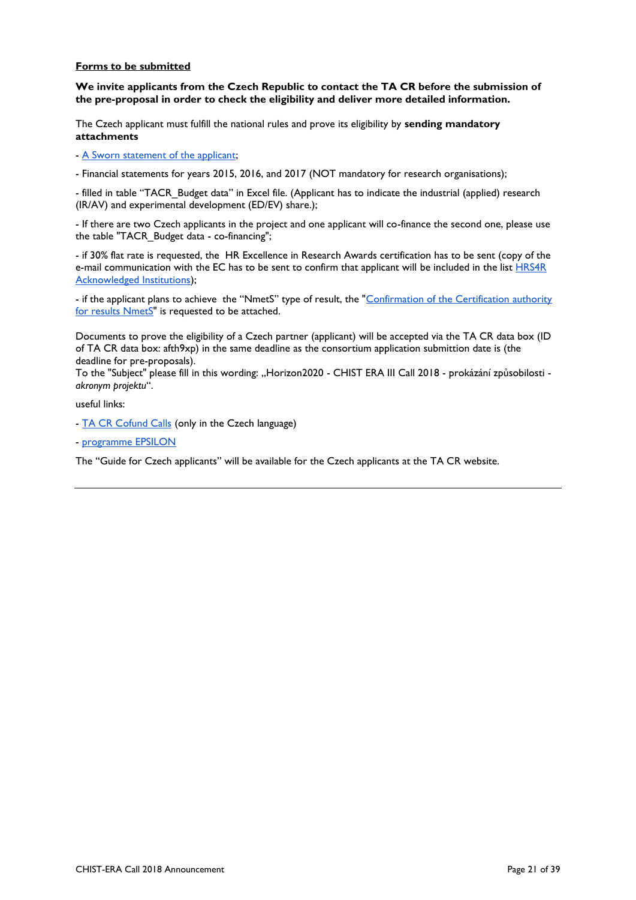**Forms to be submitted**

**We invite applicants from the Czech Republic to contact the TA CR before the submission of the pre-proposal in order to check the eligibility and deliver more detailed information.**

The Czech applicant must fulfill the national rules and prove its eligibility by **sending mandatory attachments**

- A Sworn statement of the applicant;

- Financial statements for years 2015, 2016, and 2017 (NOT mandatory for research organisations);

- filled in table "TACR_Budget data" in Excel file. (Applicant has to indicate the industrial (applied) research (IR/AV) and experimental development (ED/EV) share.);

- If there are two Czech applicants in the project and one applicant will co-finance the second one, please use the table "TACR_Budget data - co-financing";

- if 30% flat rate is requested, the HR Excellence in Research Awards certification has to be sent (copy of the e-mail communication with the EC has to be sent to confirm that applicant will be included in the list HRS4R Acknowledged Institutions);

- if the applicant plans to achieve the "NmetS" type of result, the "Confirmation of the Certification authority for results NmetS" is requested to be attached.

Documents to prove the eligibility of a Czech partner (applicant) will be accepted via the TA CR data box (ID of TA CR data box: afth9xp) in the same deadline as the consortium application submittion date is (the deadline for pre-proposals).
To the "Subject" please fill in this wording: „Horizon2020 - CHIST ERA III Call 2018 - prokázání způsobilosti - *akronym projektu*".

useful links:

- TA CR Cofund Calls (only in the Czech language)

- programme EPSILON

The "Guide for Czech applicants" will be available for the Czech applicants at the TA CR website.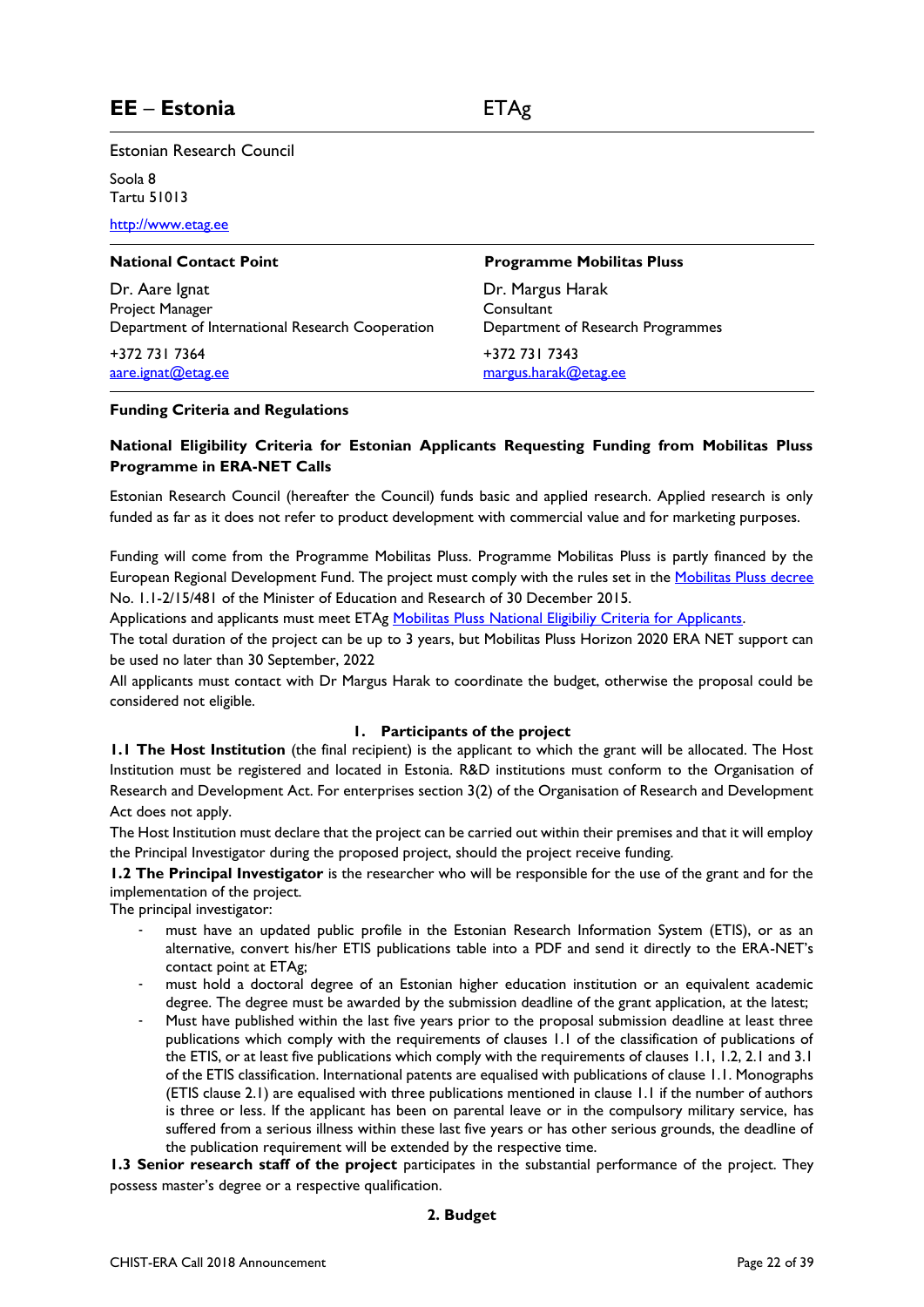## EE – Estonia    ETAg

Estonian Research Council

Soola 8
Tartu 51013

http://www.etag.ee

| **National Contact Point** | **Programme Mobilitas Pluss** |
|---|---|
| Dr. Aare Ignat | Dr. Margus Harak |
| Project Manager | Consultant |
| Department of International Research Cooperation | Department of Research Programmes |
| +372 731 7364 | +372 731 7343 |
| aare.ignat@etag.ee | margus.harak@etag.ee |

**Funding Criteria and Regulations**

**National Eligibility Criteria for Estonian Applicants Requesting Funding from Mobilitas Pluss Programme in ERA-NET Calls**

Estonian Research Council (hereafter the Council) funds basic and applied research. Applied research is only funded as far as it does not refer to product development with commercial value and for marketing purposes.

Funding will come from the Programme Mobilitas Pluss. Programme Mobilitas Pluss is partly financed by the European Regional Development Fund. The project must comply with the rules set in the Mobilitas Pluss decree No. 1.1-2/15/481 of the Minister of Education and Research of 30 December 2015.
Applications and applicants must meet ETAg Mobilitas Pluss National Eligibiliy Criteria for Applicants.
The total duration of the project can be up to 3 years, but Mobilitas Pluss Horizon 2020 ERA NET support can be used no later than 30 September, 2022
All applicants must contact with Dr Margus Harak to coordinate the budget, otherwise the proposal could be considered not eligible.

### 1. Participants of the project

**1.1 The Host Institution** (the final recipient) is the applicant to which the grant will be allocated. The Host Institution must be registered and located in Estonia. R&D institutions must conform to the Organisation of Research and Development Act. For enterprises section 3(2) of the Organisation of Research and Development Act does not apply.
The Host Institution must declare that the project can be carried out within their premises and that it will employ the Principal Investigator during the proposed project, should the project receive funding.

**1.2 The Principal Investigator** is the researcher who will be responsible for the use of the grant and for the implementation of the project.
The principal investigator:

- must have an updated public profile in the Estonian Research Information System (ETIS), or as an alternative, convert his/her ETIS publications table into a PDF and send it directly to the ERA-NET's contact point at ETAg;
- must hold a doctoral degree of an Estonian higher education institution or an equivalent academic degree. The degree must be awarded by the submission deadline of the grant application, at the latest;
- Must have published within the last five years prior to the proposal submission deadline at least three publications which comply with the requirements of clauses 1.1 of the classification of publications of the ETIS, or at least five publications which comply with the requirements of clauses 1.1, 1.2, 2.1 and 3.1 of the ETIS classification. International patents are equalised with publications of clause 1.1. Monographs (ETIS clause 2.1) are equalised with three publications mentioned in clause 1.1 if the number of authors is three or less. If the applicant has been on parental leave or in the compulsory military service, has suffered from a serious illness within these last five years or has other serious grounds, the deadline of the publication requirement will be extended by the respective time.

**1.3 Senior research staff of the project** participates in the substantial performance of the project. They possess master's degree or a respective qualification.

### 2. Budget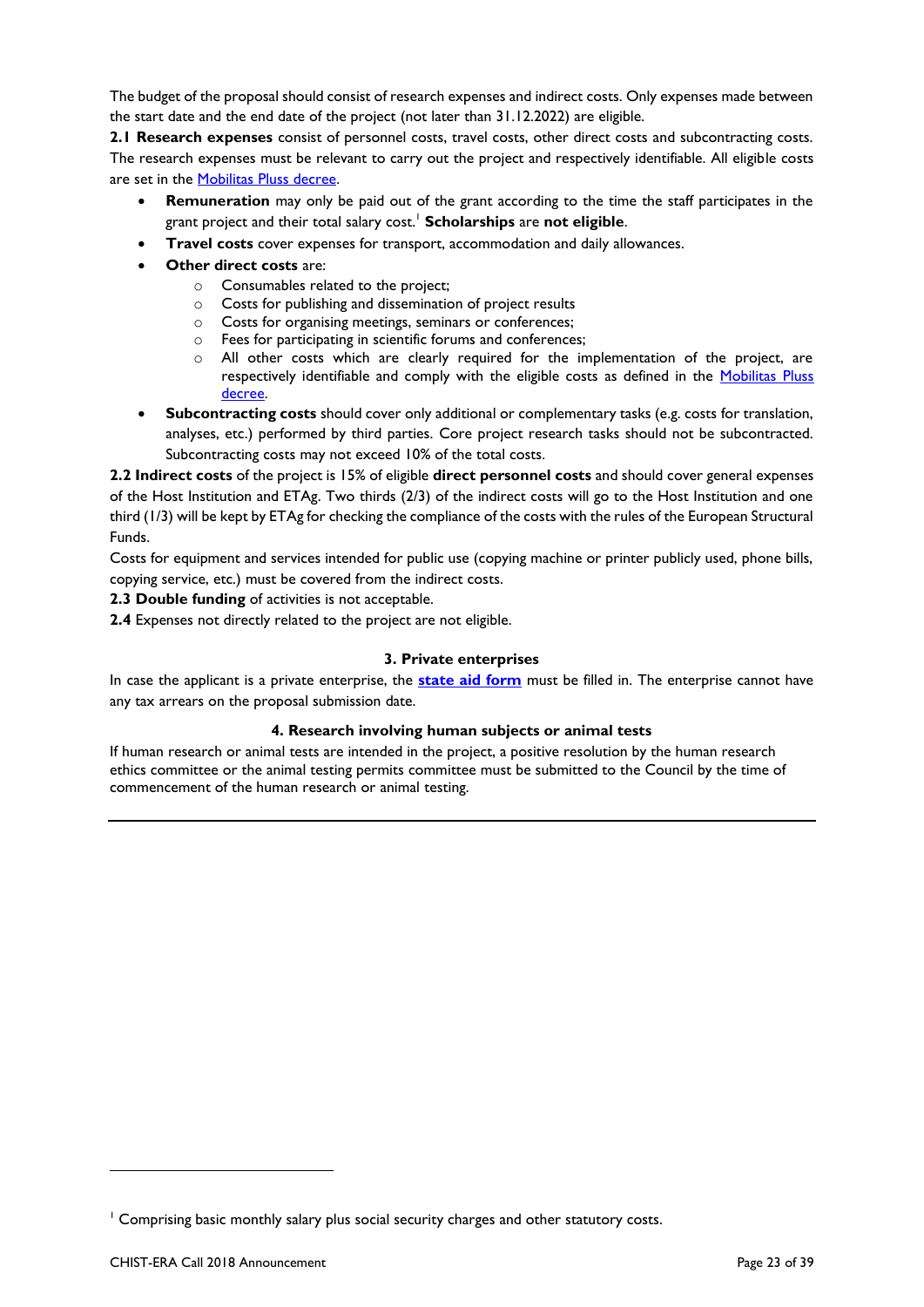The budget of the proposal should consist of research expenses and indirect costs. Only expenses made between the start date and the end date of the project (not later than 31.12.2022) are eligible.

**2.1 Research expenses** consist of personnel costs, travel costs, other direct costs and subcontracting costs. The research expenses must be relevant to carry out the project and respectively identifiable. All eligible costs are set in the Mobilitas Pluss decree.

- **Remuneration** may only be paid out of the grant according to the time the staff participates in the grant project and their total salary cost.[1] **Scholarships** are **not eligible**.
- **Travel costs** cover expenses for transport, accommodation and daily allowances.
- **Other direct costs** are:
  - Consumables related to the project;
  - Costs for publishing and dissemination of project results
  - Costs for organising meetings, seminars or conferences;
  - Fees for participating in scientific forums and conferences;
  - All other costs which are clearly required for the implementation of the project, are respectively identifiable and comply with the eligible costs as defined in the Mobilitas Pluss decree.
- **Subcontracting costs** should cover only additional or complementary tasks (e.g. costs for translation, analyses, etc.) performed by third parties. Core project research tasks should not be subcontracted. Subcontracting costs may not exceed 10% of the total costs.

**2.2 Indirect costs** of the project is 15% of eligible **direct personnel costs** and should cover general expenses of the Host Institution and ETAg. Two thirds (2/3) of the indirect costs will go to the Host Institution and one third (1/3) will be kept by ETAg for checking the compliance of the costs with the rules of the European Structural Funds.

Costs for equipment and services intended for public use (copying machine or printer publicly used, phone bills, copying service, etc.) must be covered from the indirect costs.

**2.3 Double funding** of activities is not acceptable.

**2.4** Expenses not directly related to the project are not eligible.

### 3. Private enterprises

In case the applicant is a private enterprise, the **state aid form** must be filled in. The enterprise cannot have any tax arrears on the proposal submission date.

### 4. Research involving human subjects or animal tests

If human research or animal tests are intended in the project, a positive resolution by the human research ethics committee or the animal testing permits committee must be submitted to the Council by the time of commencement of the human research or animal testing.

---

[1] Comprising basic monthly salary plus social security charges and other statutory costs.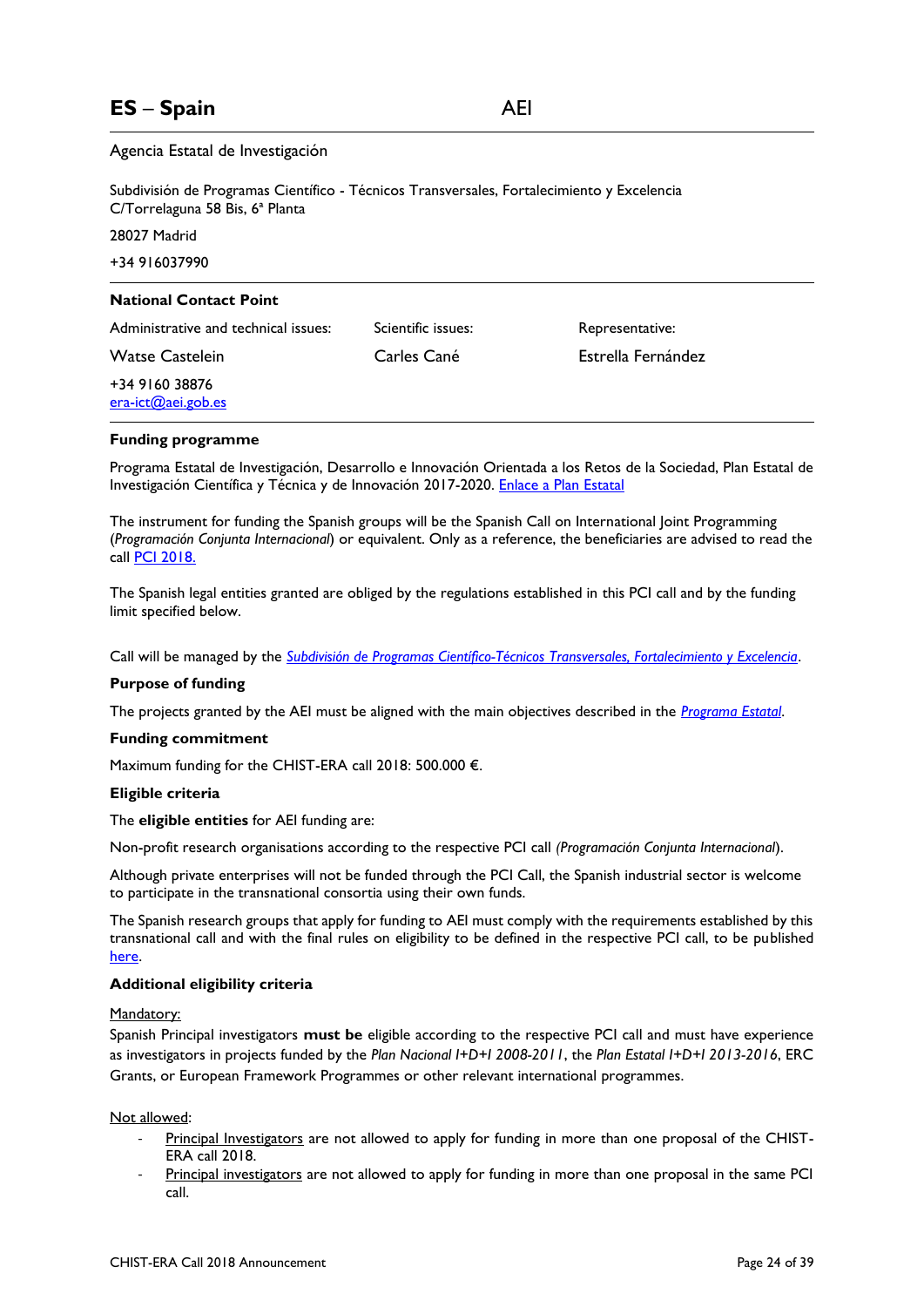# ES – Spain AEI

Agencia Estatal de Investigación

Subdivisión de Programas Científico - Técnicos Transversales, Fortalecimiento y Excelencia
C/Torrelaguna 58 Bis, 6ª Planta

28027 Madrid

+34 916037990

---

**National Contact Point**

| Administrative and technical issues: | Scientific issues: | Representative: |
|---|---|---|
| Watse Castelein | Carles Cané | Estrella Fernández |
| +34 9160 38876<br>era-ict@aei.gob.es | | |

---

**Funding programme**

Programa Estatal de Investigación, Desarrollo e Innovación Orientada a los Retos de la Sociedad, Plan Estatal de Investigación Científica y Técnica y de Innovación 2017-2020. Enlace a Plan Estatal

The instrument for funding the Spanish groups will be the Spanish Call on International Joint Programming (*Programación Conjunta Internacional*) or equivalent. Only as a reference, the beneficiaries are advised to read the call PCI 2018.

The Spanish legal entities granted are obliged by the regulations established in this PCI call and by the funding limit specified below.

Call will be managed by the *Subdivisión de Programas Científico-Técnicos Transversales, Fortalecimiento y Excelencia*.

**Purpose of funding**

The projects granted by the AEI must be aligned with the main objectives described in the *Programa Estatal*.

**Funding commitment**

Maximum funding for the CHIST-ERA call 2018: 500.000 €.

**Eligible criteria**

The **eligible entities** for AEI funding are:

Non-profit research organisations according to the respective PCI call *(Programación Conjunta Internacional*).

Although private enterprises will not be funded through the PCI Call, the Spanish industrial sector is welcome to participate in the transnational consortia using their own funds.

The Spanish research groups that apply for funding to AEI must comply with the requirements established by this transnational call and with the final rules on eligibility to be defined in the respective PCI call, to be published here.

**Additional eligibility criteria**

Mandatory:
Spanish Principal investigators **must be** eligible according to the respective PCI call and must have experience as investigators in projects funded by the *Plan Nacional I+D+I 2008-2011*, the *Plan Estatal I+D+I 2013-2016*, ERC Grants, or European Framework Programmes or other relevant international programmes.

Not allowed:

- Principal Investigators are not allowed to apply for funding in more than one proposal of the CHIST-ERA call 2018.
- Principal investigators are not allowed to apply for funding in more than one proposal in the same PCI call.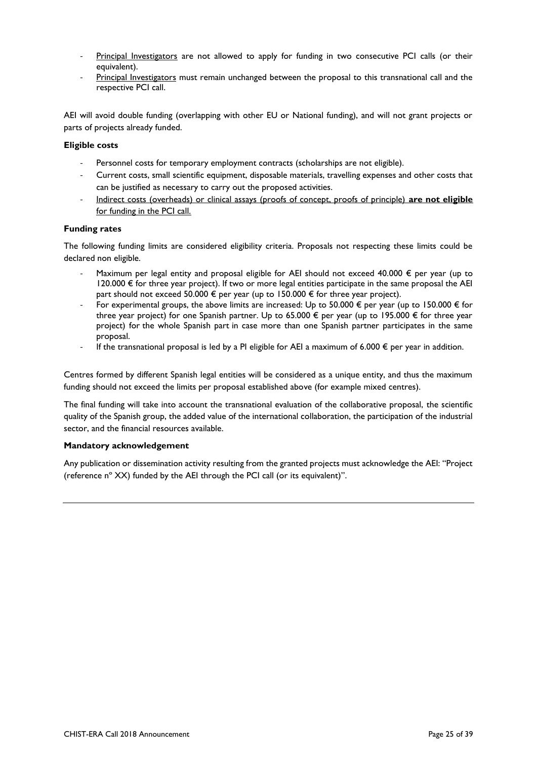- Principal Investigators are not allowed to apply for funding in two consecutive PCI calls (or their equivalent).
- Principal Investigators must remain unchanged between the proposal to this transnational call and the respective PCI call.

AEI will avoid double funding (overlapping with other EU or National funding), and will not grant projects or parts of projects already funded.

**Eligible costs**

- Personnel costs for temporary employment contracts (scholarships are not eligible).
- Current costs, small scientific equipment, disposable materials, travelling expenses and other costs that can be justified as necessary to carry out the proposed activities.
- Indirect costs (overheads) or clinical assays (proofs of concept, proofs of principle) **are not eligible** for funding in the PCI call.

**Funding rates**

The following funding limits are considered eligibility criteria. Proposals not respecting these limits could be declared non eligible.

- Maximum per legal entity and proposal eligible for AEI should not exceed 40.000 € per year (up to 120.000 € for three year project). If two or more legal entities participate in the same proposal the AEI part should not exceed 50.000 € per year (up to 150.000 € for three year project).
- For experimental groups, the above limits are increased: Up to 50.000 € per year (up to 150.000 € for three year project) for one Spanish partner. Up to 65.000 € per year (up to 195.000 € for three year project) for the whole Spanish part in case more than one Spanish partner participates in the same proposal.
- If the transnational proposal is led by a PI eligible for AEI a maximum of 6.000 € per year in addition.

Centres formed by different Spanish legal entities will be considered as a unique entity, and thus the maximum funding should not exceed the limits per proposal established above (for example mixed centres).

The final funding will take into account the transnational evaluation of the collaborative proposal, the scientific quality of the Spanish group, the added value of the international collaboration, the participation of the industrial sector, and the financial resources available.

**Mandatory acknowledgement**

Any publication or dissemination activity resulting from the granted projects must acknowledge the AEI: "Project (reference nº XX) funded by the AEI through the PCI call (or its equivalent)".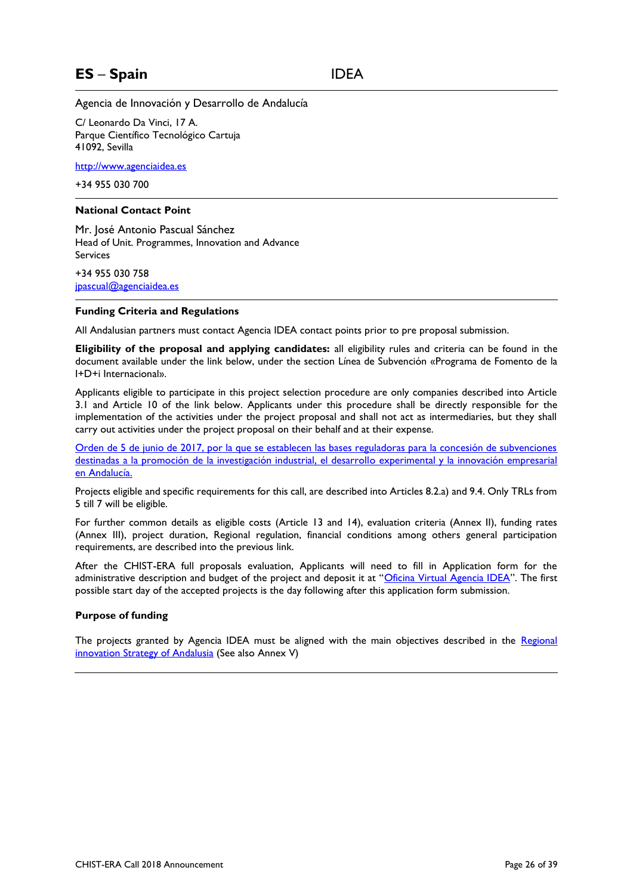## ES – Spain IDEA

Agencia de Innovación y Desarrollo de Andalucía

C/ Leonardo Da Vinci, 17 A.
Parque Científico Tecnológico Cartuja
41092, Sevilla

http://www.agenciaidea.es

+34 955 030 700

**National Contact Point**

Mr. José Antonio Pascual Sánchez
Head of Unit. Programmes, Innovation and Advance Services

+34 955 030 758
jpascual@agenciaidea.es

**Funding Criteria and Regulations**

All Andalusian partners must contact Agencia IDEA contact points prior to pre proposal submission.

**Eligibility of the proposal and applying candidates:** all eligibility rules and criteria can be found in the document available under the link below, under the section Línea de Subvención «Programa de Fomento de la I+D+i Internacional».

Applicants eligible to participate in this project selection procedure are only companies described into Article 3.1 and Article 10 of the link below. Applicants under this procedure shall be directly responsible for the implementation of the activities under the project proposal and shall not act as intermediaries, but they shall carry out activities under the project proposal on their behalf and at their expense.

Orden de 5 de junio de 2017, por la que se establecen las bases reguladoras para la concesión de subvenciones destinadas a la promoción de la investigación industrial, el desarrollo experimental y la innovación empresarial en Andalucía.

Projects eligible and specific requirements for this call, are described into Articles 8.2.a) and 9.4. Only TRLs from 5 till 7 will be eligible.

For further common details as eligible costs (Article 13 and 14), evaluation criteria (Annex II), funding rates (Annex III), project duration, Regional regulation, financial conditions among others general participation requirements, are described into the previous link.

After the CHIST-ERA full proposals evaluation, Applicants will need to fill in Application form for the administrative description and budget of the project and deposit it at "Oficina Virtual Agencia IDEA". The first possible start day of the accepted projects is the day following after this application form submission.

**Purpose of funding**

The projects granted by Agencia IDEA must be aligned with the main objectives described in the Regional innovation Strategy of Andalusia (See also Annex V)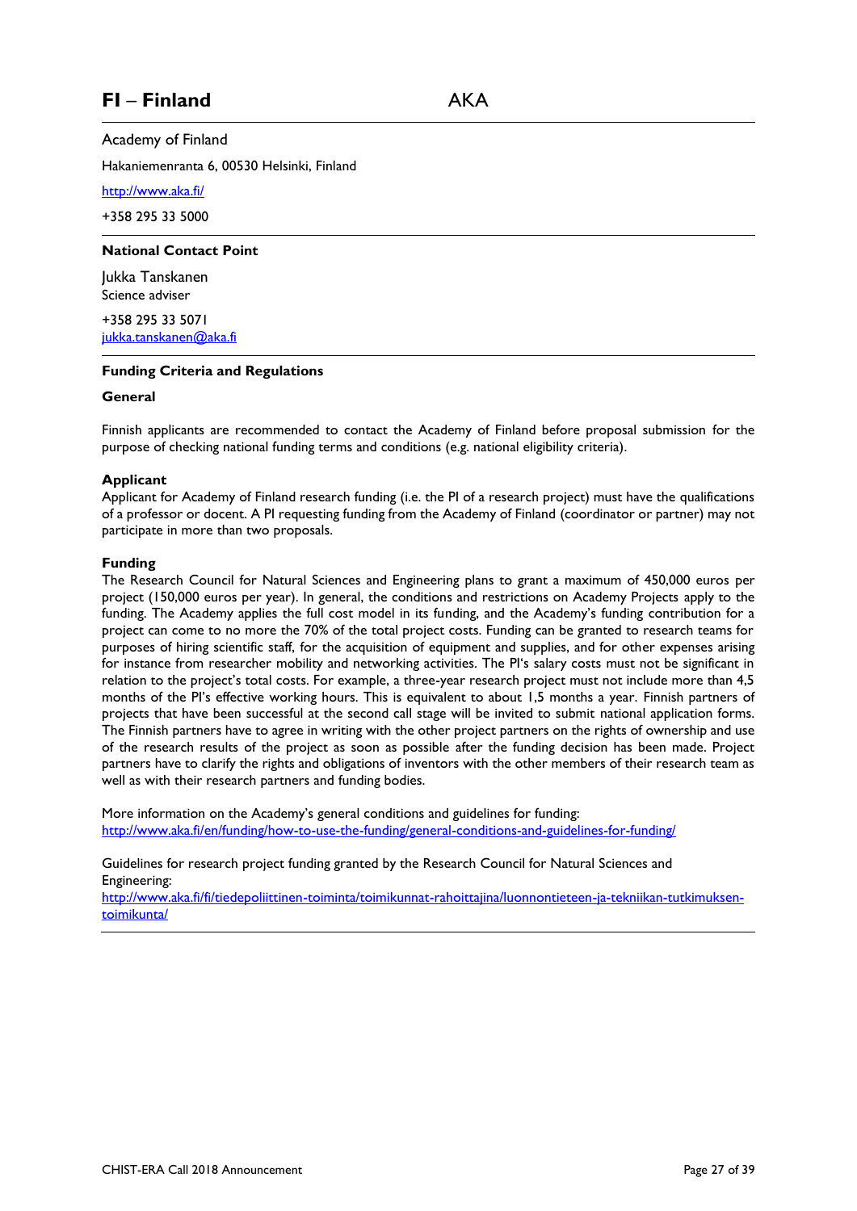# FI – Finland AKA

Academy of Finland

Hakaniemenranta 6, 00530 Helsinki, Finland

http://www.aka.fi/

+358 295 33 5000

---

**National Contact Point**

Jukka Tanskanen
Science adviser

+358 295 33 5071
jukka.tanskanen@aka.fi

---

**Funding Criteria and Regulations**

**General**

Finnish applicants are recommended to contact the Academy of Finland before proposal submission for the purpose of checking national funding terms and conditions (e.g. national eligibility criteria).

**Applicant**
Applicant for Academy of Finland research funding (i.e. the PI of a research project) must have the qualifications of a professor or docent. A PI requesting funding from the Academy of Finland (coordinator or partner) may not participate in more than two proposals.

**Funding**
The Research Council for Natural Sciences and Engineering plans to grant a maximum of 450,000 euros per project (150,000 euros per year). In general, the conditions and restrictions on Academy Projects apply to the funding. The Academy applies the full cost model in its funding, and the Academy's funding contribution for a project can come to no more the 70% of the total project costs. Funding can be granted to research teams for purposes of hiring scientific staff, for the acquisition of equipment and supplies, and for other expenses arising for instance from researcher mobility and networking activities. The PI's salary costs must not be significant in relation to the project's total costs. For example, a three-year research project must not include more than 4,5 months of the PI's effective working hours. This is equivalent to about 1,5 months a year. Finnish partners of projects that have been successful at the second call stage will be invited to submit national application forms. The Finnish partners have to agree in writing with the other project partners on the rights of ownership and use of the research results of the project as soon as possible after the funding decision has been made. Project partners have to clarify the rights and obligations of inventors with the other members of their research team as well as with their research partners and funding bodies.

More information on the Academy's general conditions and guidelines for funding:
http://www.aka.fi/en/funding/how-to-use-the-funding/general-conditions-and-guidelines-for-funding/

Guidelines for research project funding granted by the Research Council for Natural Sciences and Engineering:
http://www.aka.fi/fi/tiedepoliittinen-toiminta/toimikunnat-rahoittajina/luonnontieteen-ja-tekniikan-tutkimuksen-toimikunta/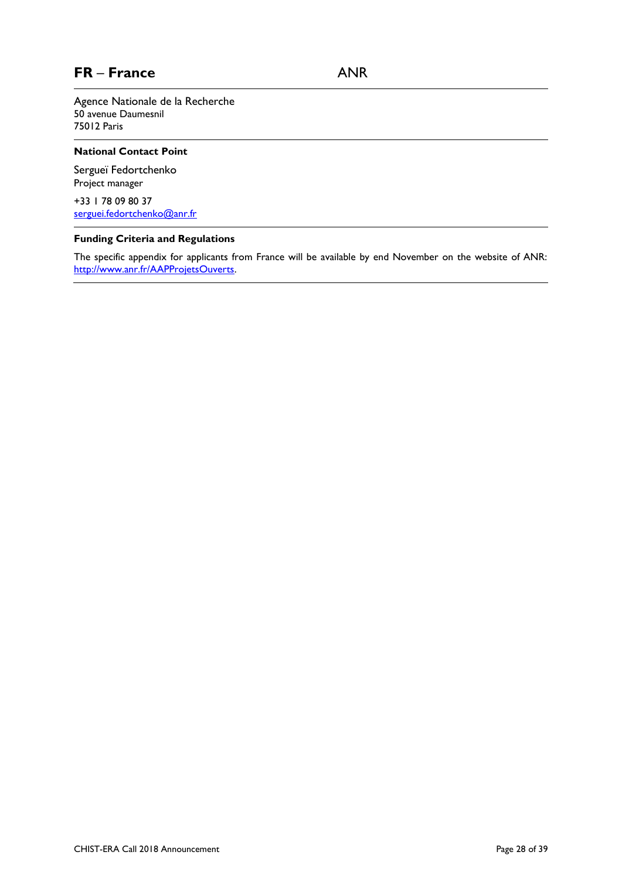## FR – France ANR

Agence Nationale de la Recherche
50 avenue Daumesnil
75012 Paris

### National Contact Point

Sergueï Fedortchenko
Project manager

+33 1 78 09 80 37
serguei.fedortchenko@anr.fr

### Funding Criteria and Regulations

The specific appendix for applicants from France will be available by end November on the website of ANR: http://www.anr.fr/AAPProjetsOuverts.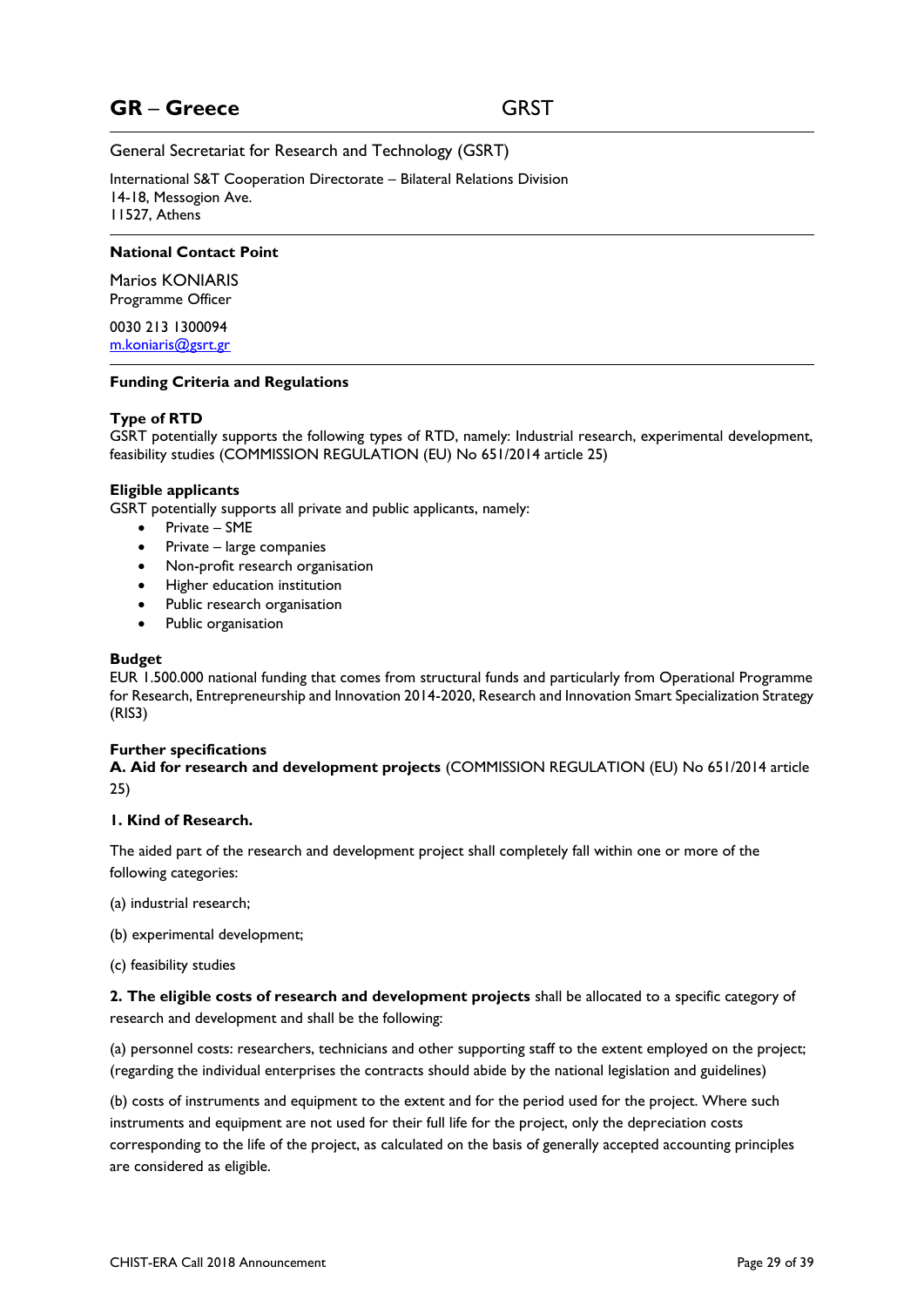## GR – Greece GRST

General Secretariat for Research and Technology (GSRT)

International S&T Cooperation Directorate – Bilateral Relations Division
14-18, Messogion Ave.
11527, Athens

---

**National Contact Point**

Marios KONIARIS
Programme Officer

0030 213 1300094
m.koniaris@gsrt.gr

---

**Funding Criteria and Regulations**

**Type of RTD**
GSRT potentially supports the following types of RTD, namely: Industrial research, experimental development, feasibility studies (COMMISSION REGULATION (EU) No 651/2014 article 25)

**Eligible applicants**
GSRT potentially supports all private and public applicants, namely:

- Private – SME
- Private – large companies
- Non-profit research organisation
- Higher education institution
- Public research organisation
- Public organisation

**Budget**
EUR 1.500.000 national funding that comes from structural funds and particularly from Operational Programme for Research, Entrepreneurship and Innovation 2014-2020, Research and Innovation Smart Specialization Strategy (RIS3)

**Further specifications**
**A. Aid for research and development projects** (COMMISSION REGULATION (EU) No 651/2014 article 25)

**1. Kind of Research.**

The aided part of the research and development project shall completely fall within one or more of the following categories:

(a) industrial research;

(b) experimental development;

(c) feasibility studies

**2. The eligible costs of research and development projects** shall be allocated to a specific category of research and development and shall be the following:

(a) personnel costs: researchers, technicians and other supporting staff to the extent employed on the project; (regarding the individual enterprises the contracts should abide by the national legislation and guidelines)

(b) costs of instruments and equipment to the extent and for the period used for the project. Where such instruments and equipment are not used for their full life for the project, only the depreciation costs corresponding to the life of the project, as calculated on the basis of generally accepted accounting principles are considered as eligible.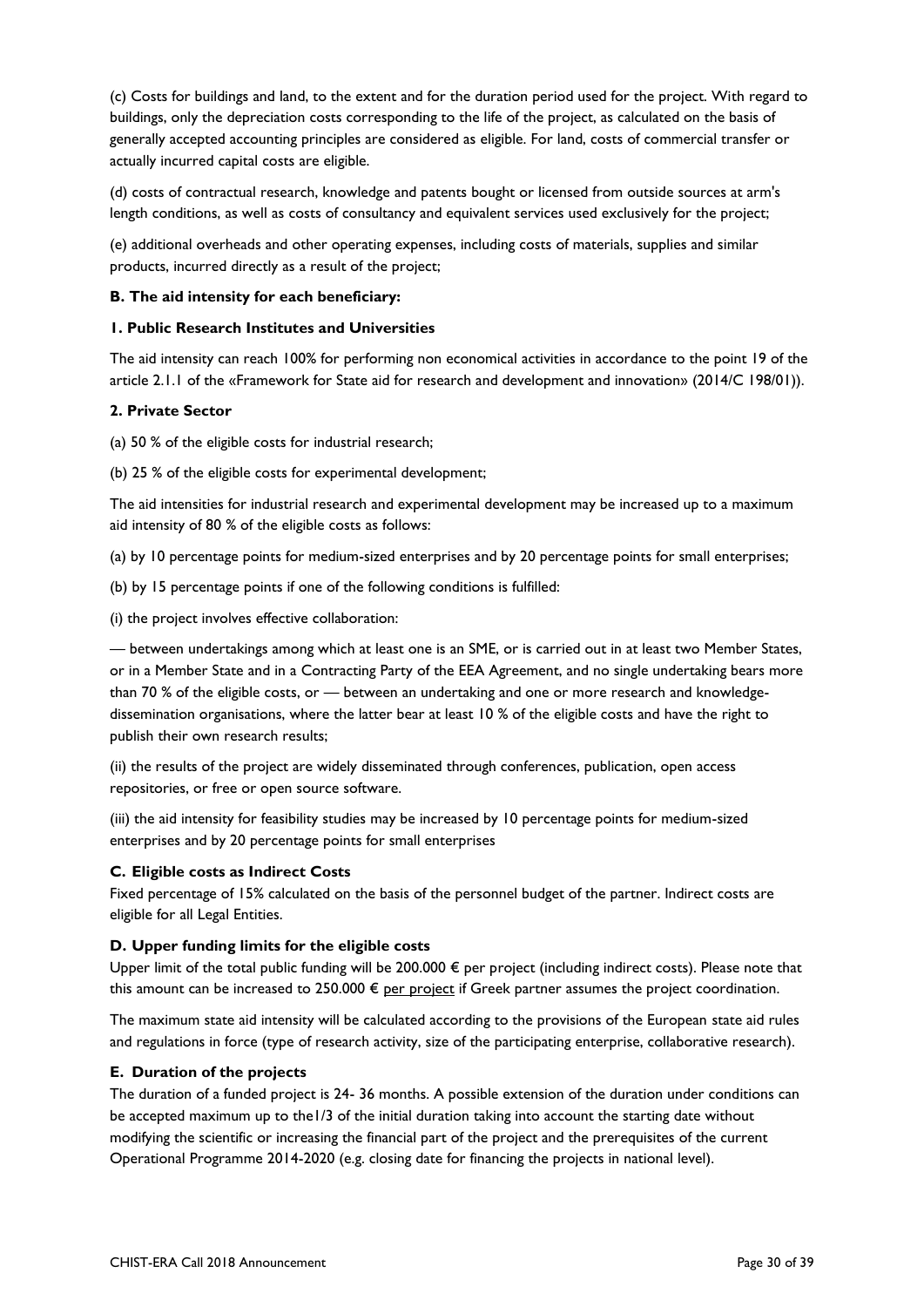(c) Costs for buildings and land, to the extent and for the duration period used for the project. With regard to buildings, only the depreciation costs corresponding to the life of the project, as calculated on the basis of generally accepted accounting principles are considered as eligible. For land, costs of commercial transfer or actually incurred capital costs are eligible.

(d) costs of contractual research, knowledge and patents bought or licensed from outside sources at arm's length conditions, as well as costs of consultancy and equivalent services used exclusively for the project;

(e) additional overheads and other operating expenses, including costs of materials, supplies and similar products, incurred directly as a result of the project;

**B. The aid intensity for each beneficiary:**

**1. Public Research Institutes and Universities**

The aid intensity can reach 100% for performing non economical activities in accordance to the point 19 of the article 2.1.1 of the «Framework for State aid for research and development and innovation» (2014/C 198/01)).

**2. Private Sector**

(a) 50 % of the eligible costs for industrial research;

(b) 25 % of the eligible costs for experimental development;

The aid intensities for industrial research and experimental development may be increased up to a maximum aid intensity of 80 % of the eligible costs as follows:

(a) by 10 percentage points for medium-sized enterprises and by 20 percentage points for small enterprises;

(b) by 15 percentage points if one of the following conditions is fulfilled:

(i) the project involves effective collaboration:

— between undertakings among which at least one is an SME, or is carried out in at least two Member States, or in a Member State and in a Contracting Party of the EEA Agreement, and no single undertaking bears more than 70 % of the eligible costs, or — between an undertaking and one or more research and knowledge-dissemination organisations, where the latter bear at least 10 % of the eligible costs and have the right to publish their own research results;

(ii) the results of the project are widely disseminated through conferences, publication, open access repositories, or free or open source software.

(iii) the aid intensity for feasibility studies may be increased by 10 percentage points for medium-sized enterprises and by 20 percentage points for small enterprises

**C. Eligible costs as Indirect Costs**

Fixed percentage of 15% calculated on the basis of the personnel budget of the partner. Indirect costs are eligible for all Legal Entities.

**D. Upper funding limits for the eligible costs**

Upper limit of the total public funding will be 200.000 € per project (including indirect costs). Please note that this amount can be increased to 250.000 € per project if Greek partner assumes the project coordination.

The maximum state aid intensity will be calculated according to the provisions of the European state aid rules and regulations in force (type of research activity, size of the participating enterprise, collaborative research).

**E. Duration of the projects**

The duration of a funded project is 24- 36 months. A possible extension of the duration under conditions can be accepted maximum up to the1/3 of the initial duration taking into account the starting date without modifying the scientific or increasing the financial part of the project and the prerequisites of the current Operational Programme 2014-2020 (e.g. closing date for financing the projects in national level).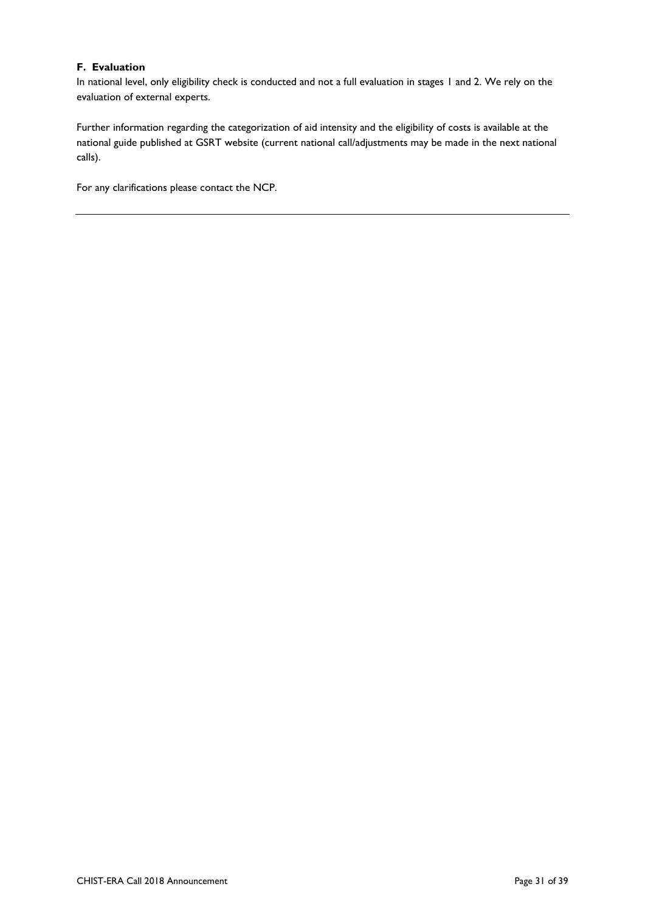**F. Evaluation**

In national level, only eligibility check is conducted and not a full evaluation in stages 1 and 2. We rely on the evaluation of external experts.

Further information regarding the categorization of aid intensity and the eligibility of costs is available at the national guide published at GSRT website (current national call/adjustments may be made in the next national calls).

For any clarifications please contact the NCP.

---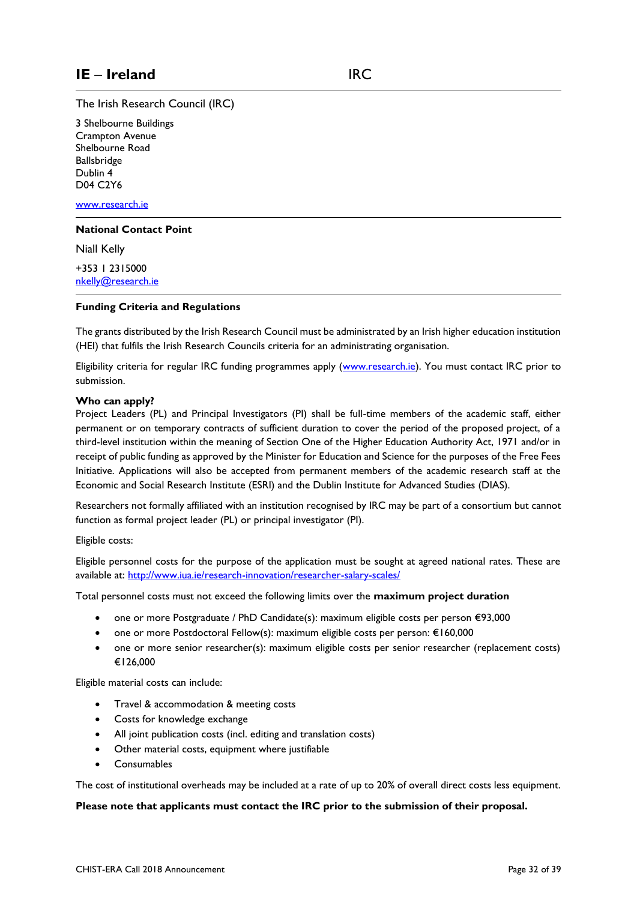## IE – Ireland IRC

The Irish Research Council (IRC)

3 Shelbourne Buildings
Crampton Avenue
Shelbourne Road
Ballsbridge
Dublin 4
D04 C2Y6

www.research.ie

### National Contact Point

Niall Kelly

+353 1 2315000
nkelly@research.ie

### Funding Criteria and Regulations

The grants distributed by the Irish Research Council must be administrated by an Irish higher education institution (HEI) that fulfils the Irish Research Councils criteria for an administrating organisation.

Eligibility criteria for regular IRC funding programmes apply (www.research.ie). You must contact IRC prior to submission.

**Who can apply?**

Project Leaders (PL) and Principal Investigators (PI) shall be full-time members of the academic staff, either permanent or on temporary contracts of sufficient duration to cover the period of the proposed project, of a third-level institution within the meaning of Section One of the Higher Education Authority Act, 1971 and/or in receipt of public funding as approved by the Minister for Education and Science for the purposes of the Free Fees Initiative. Applications will also be accepted from permanent members of the academic research staff at the Economic and Social Research Institute (ESRI) and the Dublin Institute for Advanced Studies (DIAS).

Researchers not formally affiliated with an institution recognised by IRC may be part of a consortium but cannot function as formal project leader (PL) or principal investigator (PI).

Eligible costs:

Eligible personnel costs for the purpose of the application must be sought at agreed national rates. These are available at: http://www.iua.ie/research-innovation/researcher-salary-scales/

Total personnel costs must not exceed the following limits over the **maximum project duration**

- one or more Postgraduate / PhD Candidate(s): maximum eligible costs per person €93,000
- one or more Postdoctoral Fellow(s): maximum eligible costs per person: €160,000
- one or more senior researcher(s): maximum eligible costs per senior researcher (replacement costs) €126,000

Eligible material costs can include:

- Travel & accommodation & meeting costs
- Costs for knowledge exchange
- All joint publication costs (incl. editing and translation costs)
- Other material costs, equipment where justifiable
- Consumables

The cost of institutional overheads may be included at a rate of up to 20% of overall direct costs less equipment.

**Please note that applicants must contact the IRC prior to the submission of their proposal.**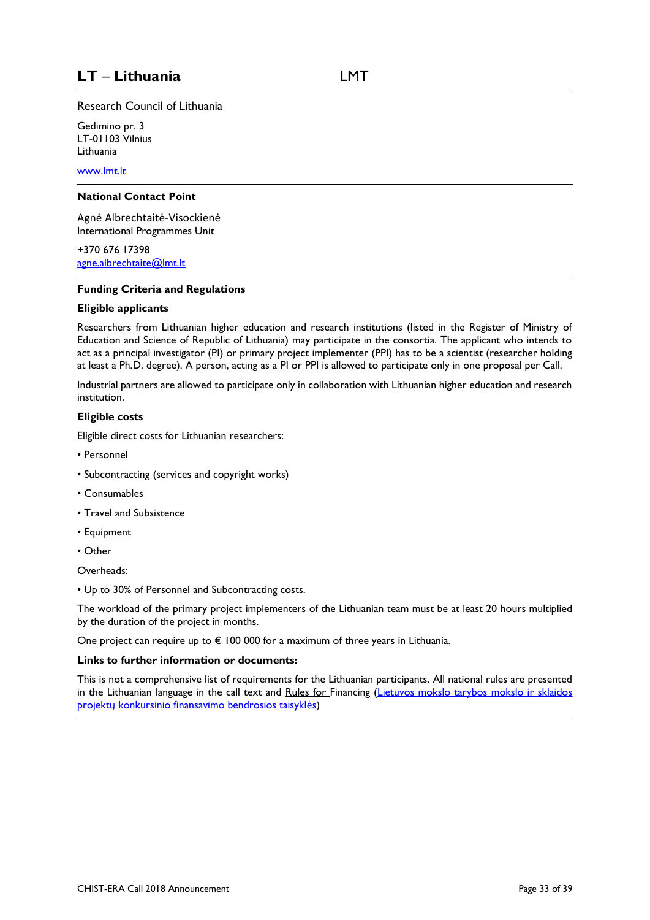# LT – Lithuania LMT

Research Council of Lithuania

Gedimino pr. 3
LT-01103 Vilnius
Lithuania

[www.lmt.lt](http://www.lmt.lt)

## National Contact Point

Agnė Albrechtaitė-Visockienė
International Programmes Unit

+370 676 17398
[agne.albrechtaite@lmt.lt](mailto:agne.albrechtaite@lmt.lt)

## Funding Criteria and Regulations

### Eligible applicants

Researchers from Lithuanian higher education and research institutions (listed in the Register of Ministry of Education and Science of Republic of Lithuania) may participate in the consortia. The applicant who intends to act as a principal investigator (PI) or primary project implementer (PPI) has to be a scientist (researcher holding at least a Ph.D. degree). A person, acting as a PI or PPI is allowed to participate only in one proposal per Call.

Industrial partners are allowed to participate only in collaboration with Lithuanian higher education and research institution.

### Eligible costs

Eligible direct costs for Lithuanian researchers:

- Personnel
- Subcontracting (services and copyright works)
- Consumables
- Travel and Subsistence
- Equipment
- Other

Overheads:

- Up to 30% of Personnel and Subcontracting costs.

The workload of the primary project implementers of the Lithuanian team must be at least 20 hours multiplied by the duration of the project in months.

One project can require up to € 100 000 for a maximum of three years in Lithuania.

### Links to further information or documents:

This is not a comprehensive list of requirements for the Lithuanian participants. All national rules are presented in the Lithuanian language in the call text and Rules for Financing (Lietuvos mokslo tarybos mokslo ir sklaidos projektų konkursinio finansavimo bendrosios taisyklės)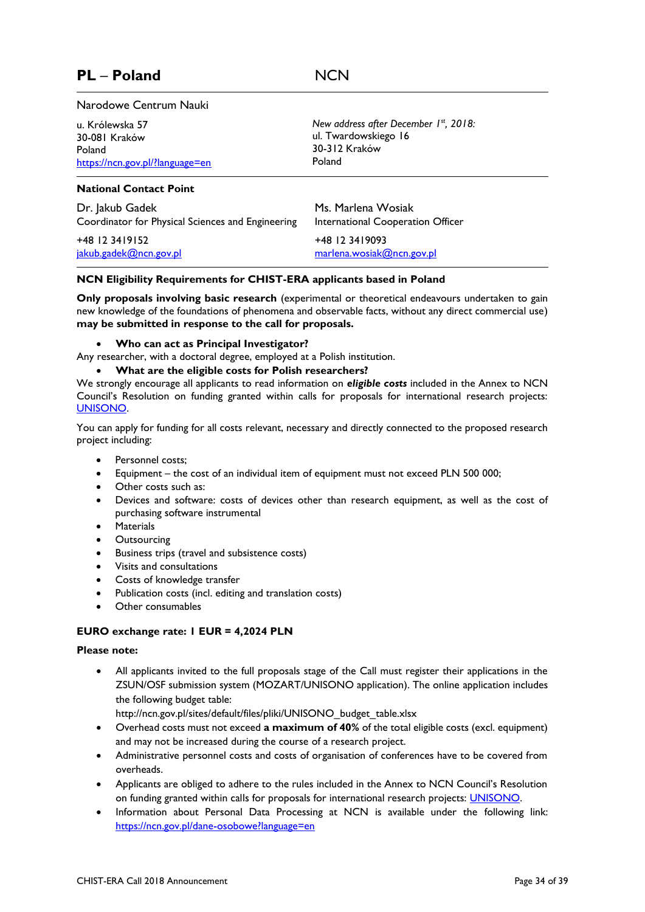## PL – Poland NCN

Narodowe Centrum Nauki

u. Królewska 57
30-081 Kraków
Poland
https://ncn.gov.pl/?language=en

*New address after December 1st, 2018:*
ul. Twardowskiego 16
30-312 Kraków
Poland

**National Contact Point**

Dr. Jakub Gadek
Coordinator for Physical Sciences and Engineering
+48 12 3419152
jakub.gadek@ncn.gov.pl

Ms. Marlena Wosiak
International Cooperation Officer
+48 12 3419093
marlena.wosiak@ncn.gov.pl

**NCN Eligibility Requirements for CHIST-ERA applicants based in Poland**

**Only proposals involving basic research** (experimental or theoretical endeavours undertaken to gain new knowledge of the foundations of phenomena and observable facts, without any direct commercial use) **may be submitted in response to the call for proposals.**

- **Who can act as Principal Investigator?**

Any researcher, with a doctoral degree, employed at a Polish institution.

- **What are the eligible costs for Polish researchers?**

We strongly encourage all applicants to read information on ***eligible costs*** included in the Annex to NCN Council's Resolution on funding granted within calls for proposals for international research projects: UNISONO.

You can apply for funding for all costs relevant, necessary and directly connected to the proposed research project including:

- Personnel costs;
- Equipment – the cost of an individual item of equipment must not exceed PLN 500 000;
- Other costs such as:
- Devices and software: costs of devices other than research equipment, as well as the cost of purchasing software instrumental
- Materials
- Outsourcing
- Business trips (travel and subsistence costs)
- Visits and consultations
- Costs of knowledge transfer
- Publication costs (incl. editing and translation costs)
- Other consumables

**EURO exchange rate: 1 EUR = 4,2024 PLN**

**Please note:**

- All applicants invited to the full proposals stage of the Call must register their applications in the ZSUN/OSF submission system (MOZART/UNISONO application). The online application includes the following budget table:
  http://ncn.gov.pl/sites/default/files/pliki/UNISONO_budget_table.xlsx
- Overhead costs must not exceed **a maximum of 40%** of the total eligible costs (excl. equipment) and may not be increased during the course of a research project.
- Administrative personnel costs and costs of organisation of conferences have to be covered from overheads.
- Applicants are obliged to adhere to the rules included in the Annex to NCN Council's Resolution on funding granted within calls for proposals for international research projects: UNISONO.
- Information about Personal Data Processing at NCN is available under the following link: https://ncn.gov.pl/dane-osobowe?language=en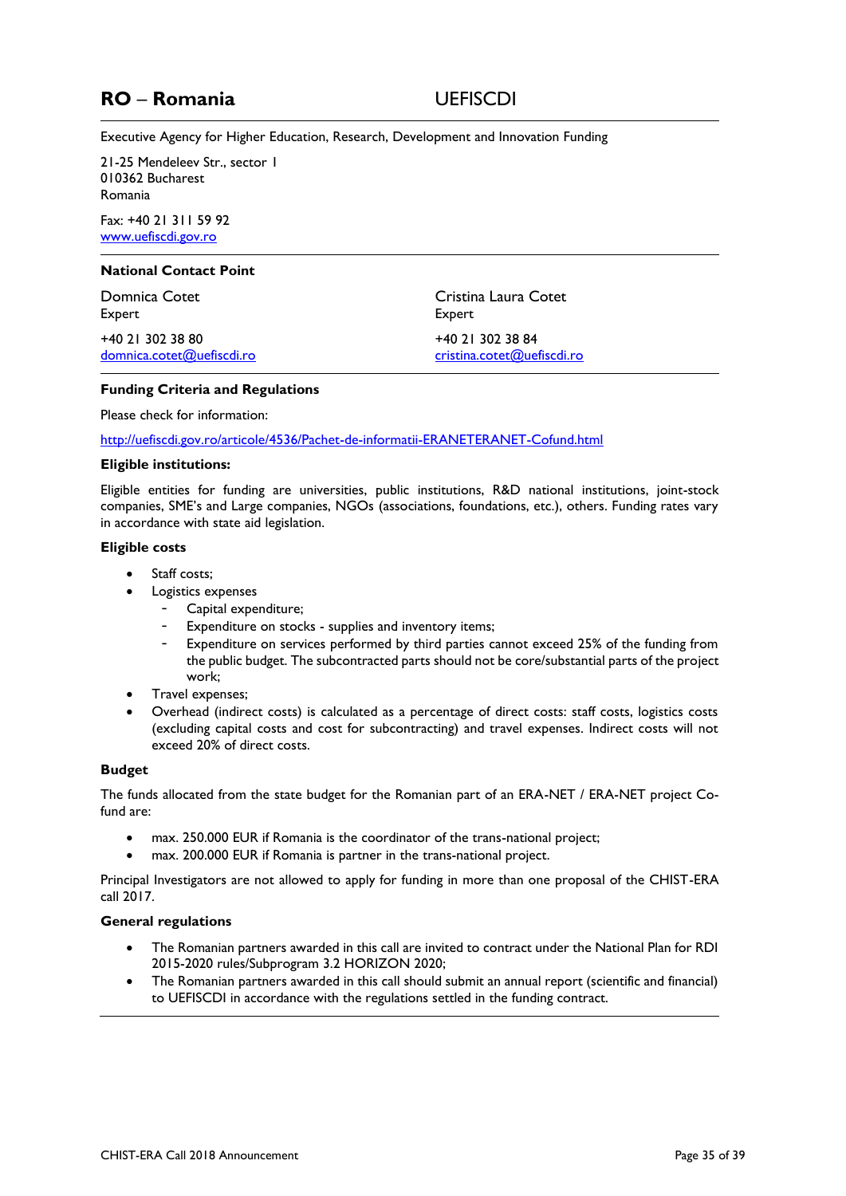## RO – Romania UEFISCDI

Executive Agency for Higher Education, Research, Development and Innovation Funding

21-25 Mendeleev Str., sector 1
010362 Bucharest
Romania

Fax: +40 21 311 59 92
www.uefiscdi.gov.ro

### National Contact Point

Domnica Cotet
Expert

+40 21 302 38 80
domnica.cotet@uefiscdi.ro

Cristina Laura Cotet
Expert

+40 21 302 38 84
cristina.cotet@uefiscdi.ro

### Funding Criteria and Regulations

Please check for information:

http://uefiscdi.gov.ro/articole/4536/Pachet-de-informatii-ERANETERANET-Cofund.html

#### Eligible institutions:

Eligible entities for funding are universities, public institutions, R&D national institutions, joint-stock companies, SME's and Large companies, NGOs (associations, foundations, etc.), others. Funding rates vary in accordance with state aid legislation.

#### Eligible costs

- Staff costs;
- Logistics expenses
  - Capital expenditure;
  - Expenditure on stocks - supplies and inventory items;
  - Expenditure on services performed by third parties cannot exceed 25% of the funding from the public budget. The subcontracted parts should not be core/substantial parts of the project work;
- Travel expenses;
- Overhead (indirect costs) is calculated as a percentage of direct costs: staff costs, logistics costs (excluding capital costs and cost for subcontracting) and travel expenses. Indirect costs will not exceed 20% of direct costs.

#### Budget

The funds allocated from the state budget for the Romanian part of an ERA-NET / ERA-NET project Co-fund are:

- max. 250.000 EUR if Romania is the coordinator of the trans-national project;
- max. 200.000 EUR if Romania is partner in the trans-national project.

Principal Investigators are not allowed to apply for funding in more than one proposal of the CHIST-ERA call 2017.

#### General regulations

- The Romanian partners awarded in this call are invited to contract under the National Plan for RDI 2015-2020 rules/Subprogram 3.2 HORIZON 2020;
- The Romanian partners awarded in this call should submit an annual report (scientific and financial) to UEFISCDI in accordance with the regulations settled in the funding contract.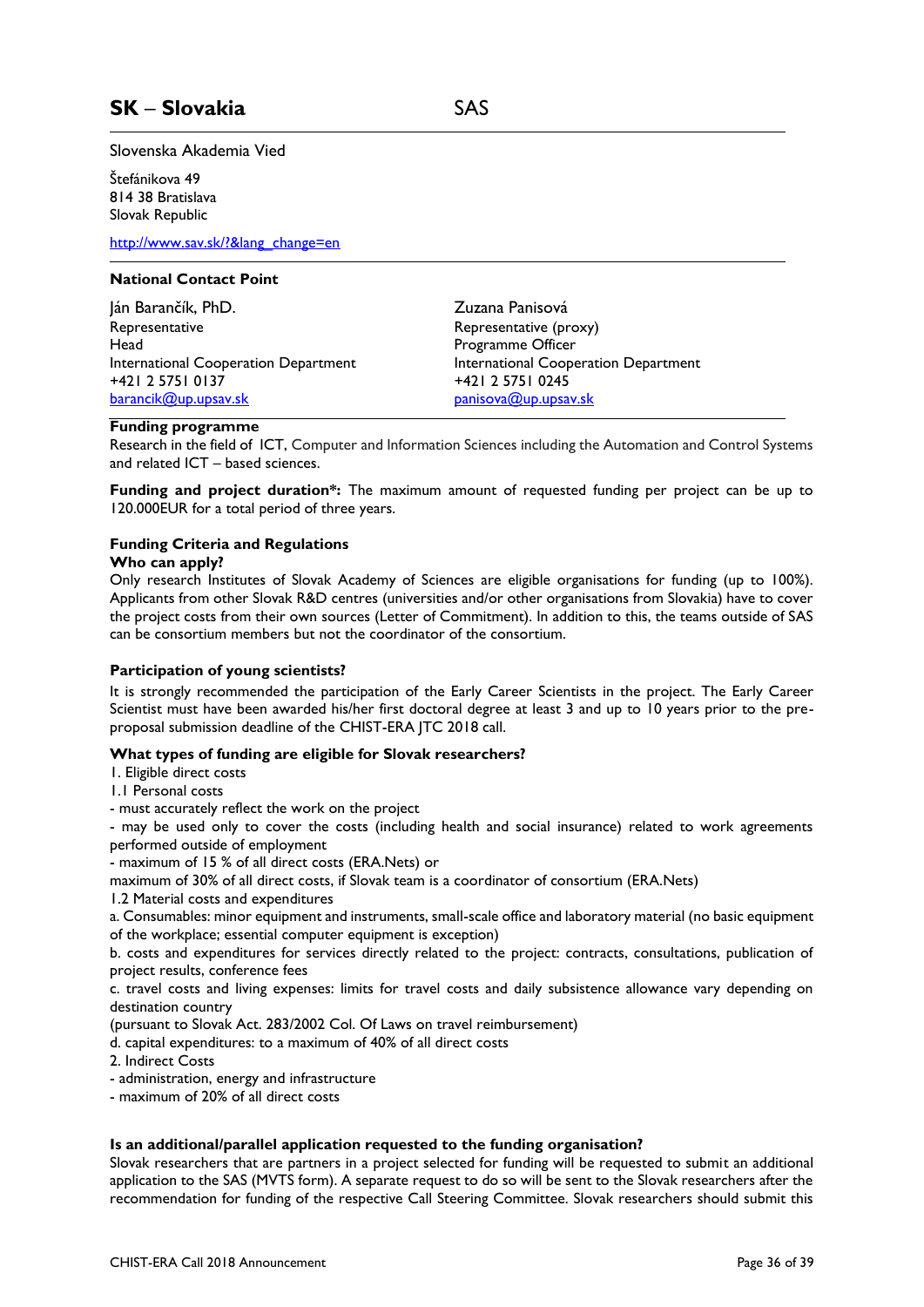## SK – Slovakia SAS

Slovenska Akademia Vied

Štefánikova 49
814 38 Bratislava
Slovak Republic

http://www.sav.sk/?&lang_change=en

### National Contact Point

Ján Barančík, PhD.
Representative
Head
International Cooperation Department
+421 2 5751 0137
barancik@up.upsav.sk

Zuzana Panisová
Representative (proxy)
Programme Officer
International Cooperation Department
+421 2 5751 0245
panisova@up.upsav.sk

### Funding programme

Research in the field of ICT, Computer and Information Sciences including the Automation and Control Systems and related ICT – based sciences.

**Funding and project duration*:** The maximum amount of requested funding per project can be up to 120.000EUR for a total period of three years.

### Funding Criteria and Regulations

**Who can apply?**

Only research Institutes of Slovak Academy of Sciences are eligible organisations for funding (up to 100%). Applicants from other Slovak R&D centres (universities and/or other organisations from Slovakia) have to cover the project costs from their own sources (Letter of Commitment). In addition to this, the teams outside of SAS can be consortium members but not the coordinator of the consortium.

**Participation of young scientists?**

It is strongly recommended the participation of the Early Career Scientists in the project. The Early Career Scientist must have been awarded his/her first doctoral degree at least 3 and up to 10 years prior to the pre-proposal submission deadline of the CHIST-ERA JTC 2018 call.

**What types of funding are eligible for Slovak researchers?**

1. Eligible direct costs
1.1 Personal costs
- must accurately reflect the work on the project
- may be used only to cover the costs (including health and social insurance) related to work agreements performed outside of employment
- maximum of 15 % of all direct costs (ERA.Nets) or
maximum of 30% of all direct costs, if Slovak team is a coordinator of consortium (ERA.Nets)
1.2 Material costs and expenditures
a. Consumables: minor equipment and instruments, small-scale office and laboratory material (no basic equipment of the workplace; essential computer equipment is exception)
b. costs and expenditures for services directly related to the project: contracts, consultations, publication of project results, conference fees
c. travel costs and living expenses: limits for travel costs and daily subsistence allowance vary depending on destination country
(pursuant to Slovak Act. 283/2002 Col. Of Laws on travel reimbursement)
d. capital expenditures: to a maximum of 40% of all direct costs
2. Indirect Costs
- administration, energy and infrastructure
- maximum of 20% of all direct costs

**Is an additional/parallel application requested to the funding organisation?**

Slovak researchers that are partners in a project selected for funding will be requested to submit an additional application to the SAS (MVTS form). A separate request to do so will be sent to the Slovak researchers after the recommendation for funding of the respective Call Steering Committee. Slovak researchers should submit this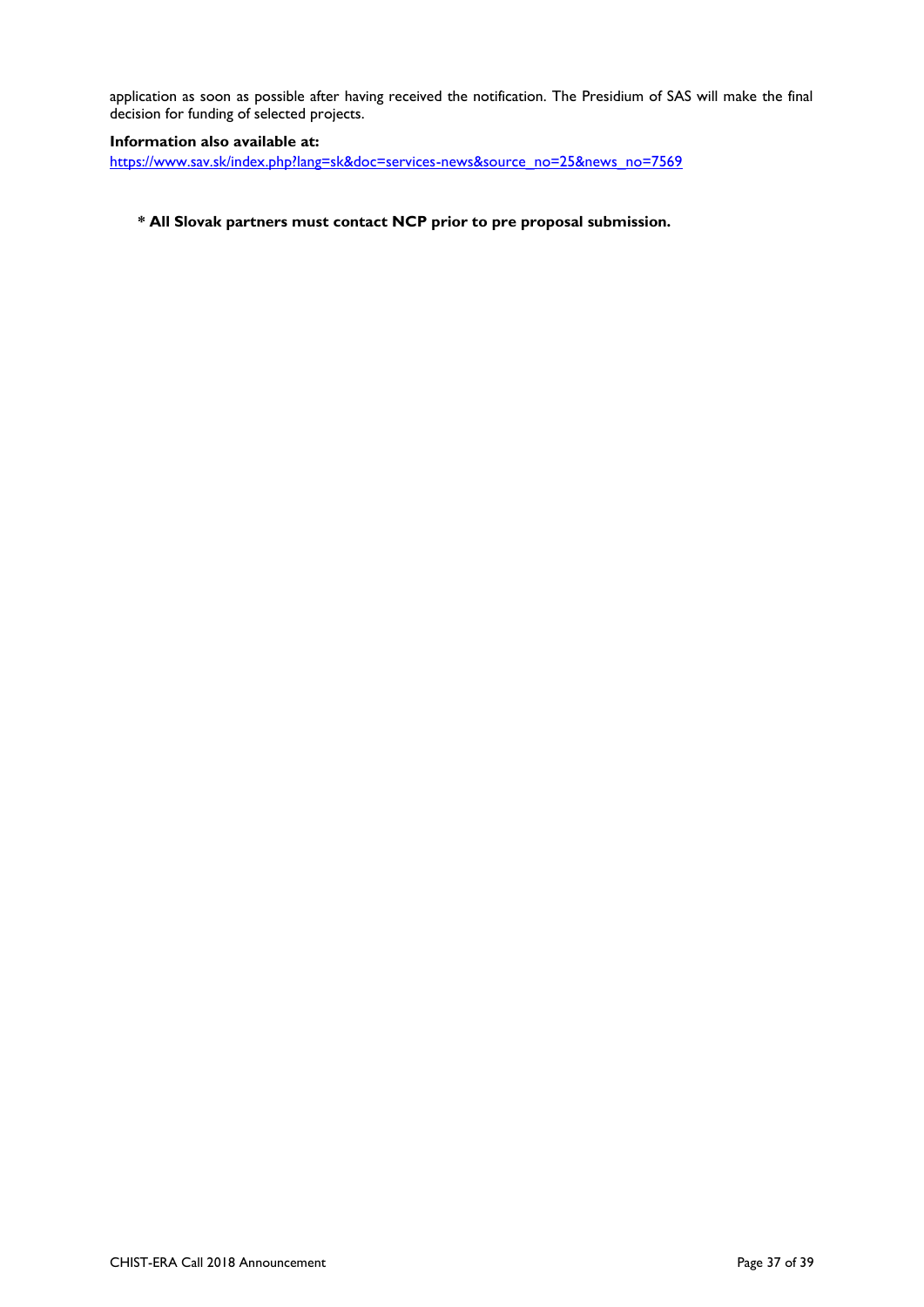application as soon as possible after having received the notification. The Presidium of SAS will make the final decision for funding of selected projects.

**Information also available at:**
https://www.sav.sk/index.php?lang=sk&doc=services-news&source_no=25&news_no=7569

**\* All Slovak partners must contact NCP prior to pre proposal submission.**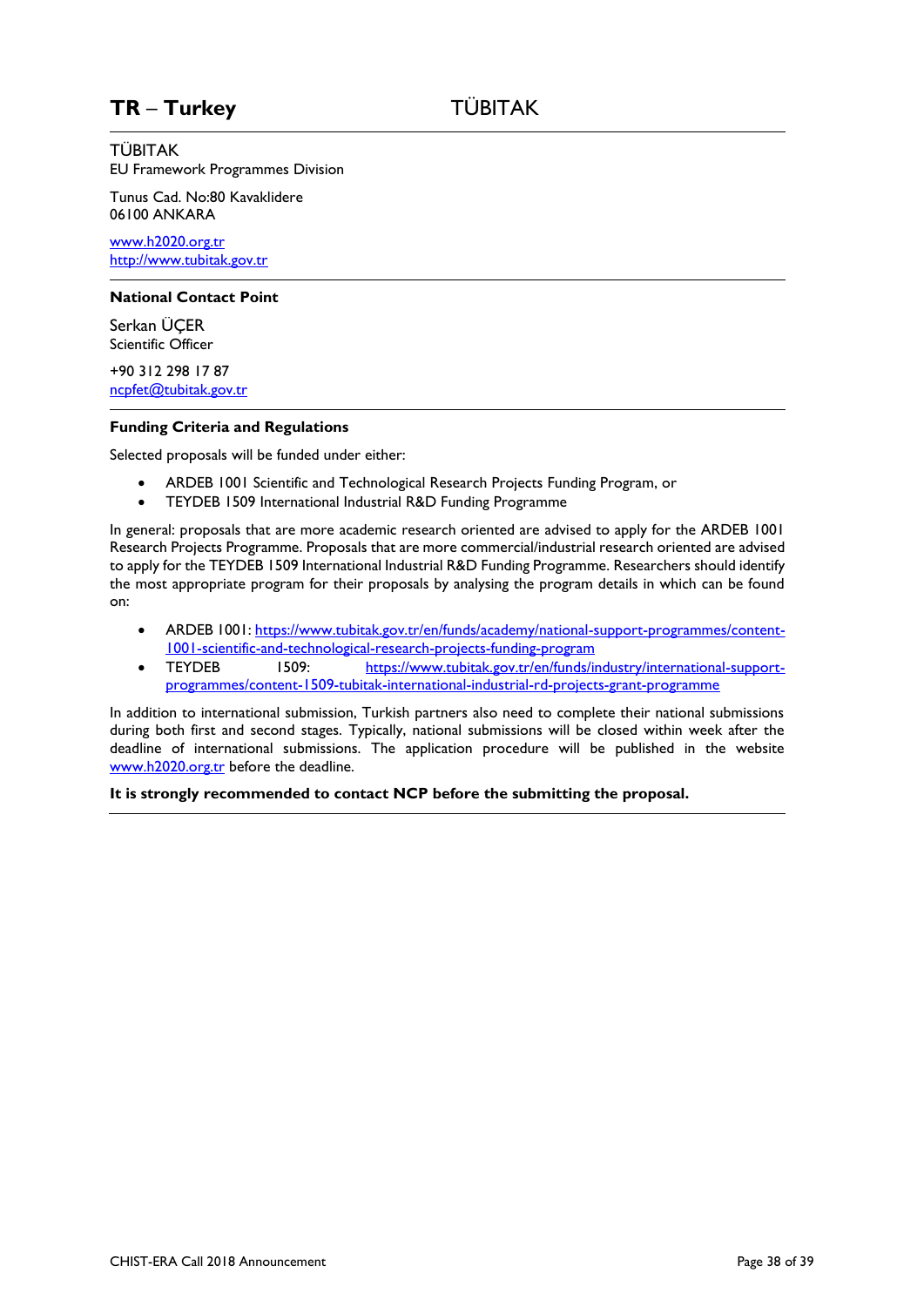## TR – Turkey TÜBITAK

TÜBITAK
EU Framework Programmes Division

Tunus Cad. No:80 Kavaklidere
06100 ANKARA

www.h2020.org.tr
http://www.tubitak.gov.tr

**National Contact Point**

Serkan ÜÇER
Scientific Officer

+90 312 298 17 87
ncpfet@tubitak.gov.tr

**Funding Criteria and Regulations**

Selected proposals will be funded under either:

- ARDEB 1001 Scientific and Technological Research Projects Funding Program, or
- TEYDEB 1509 International Industrial R&D Funding Programme

In general: proposals that are more academic research oriented are advised to apply for the ARDEB 1001 Research Projects Programme. Proposals that are more commercial/industrial research oriented are advised to apply for the TEYDEB 1509 International Industrial R&D Funding Programme. Researchers should identify the most appropriate program for their proposals by analysing the program details in which can be found on:

- ARDEB 1001: https://www.tubitak.gov.tr/en/funds/academy/national-support-programmes/content-1001-scientific-and-technological-research-projects-funding-program
- TEYDEB 1509: https://www.tubitak.gov.tr/en/funds/industry/international-support-programmes/content-1509-tubitak-international-industrial-rd-projects-grant-programme

In addition to international submission, Turkish partners also need to complete their national submissions during both first and second stages. Typically, national submissions will be closed within week after the deadline of international submissions. The application procedure will be published in the website www.h2020.org.tr before the deadline.

**It is strongly recommended to contact NCP before the submitting the proposal.**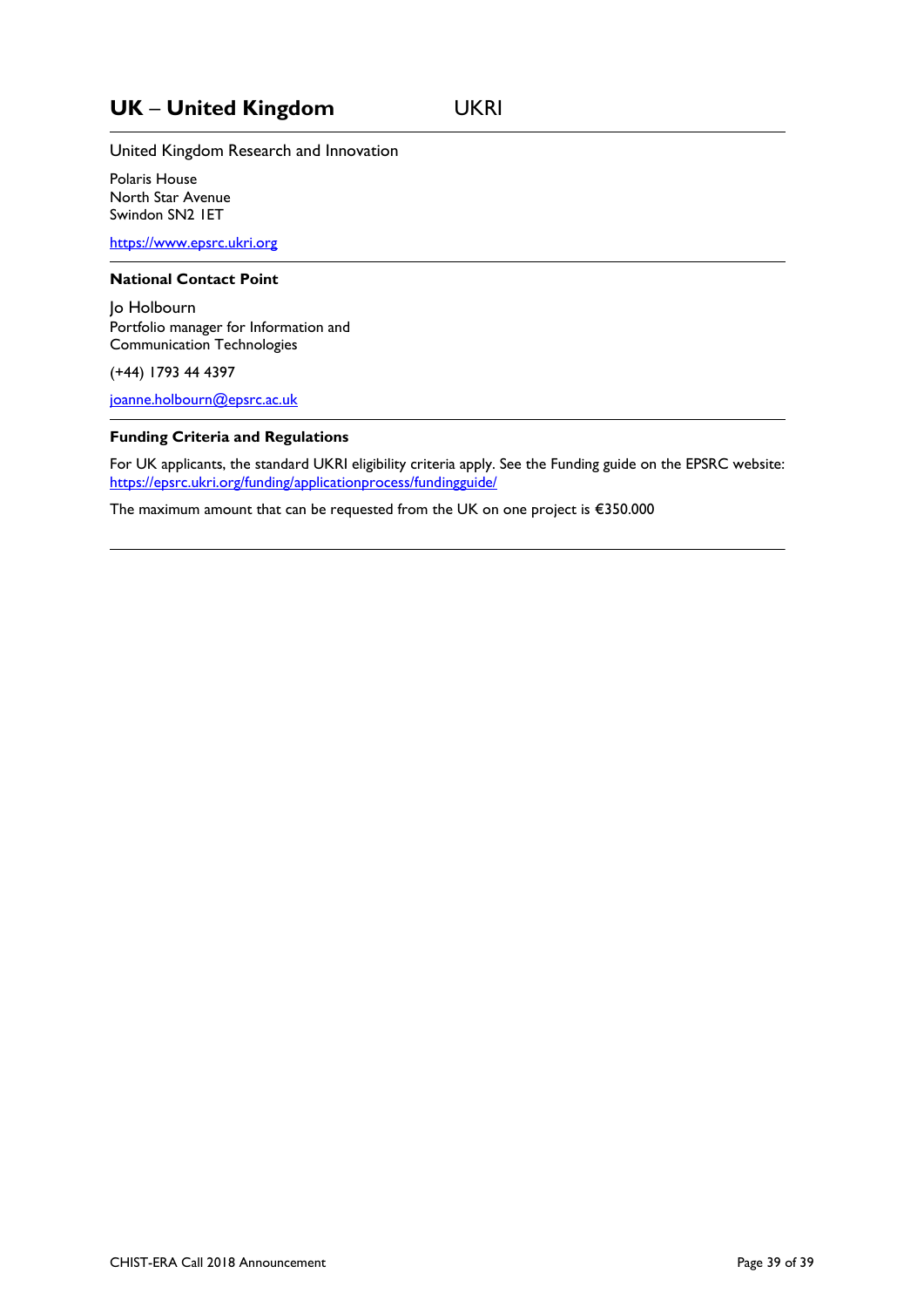## **UK** – **United Kingdom** UKRI

United Kingdom Research and Innovation

Polaris House
North Star Avenue
Swindon SN2 1ET

https://www.epsrc.ukri.org

**National Contact Point**

Jo Holbourn
Portfolio manager for Information and Communication Technologies

(+44) 1793 44 4397

joanne.holbourn@epsrc.ac.uk

**Funding Criteria and Regulations**

For UK applicants, the standard UKRI eligibility criteria apply. See the Funding guide on the EPSRC website: https://epsrc.ukri.org/funding/applicationprocess/fundingguide/

The maximum amount that can be requested from the UK on one project is €350.000